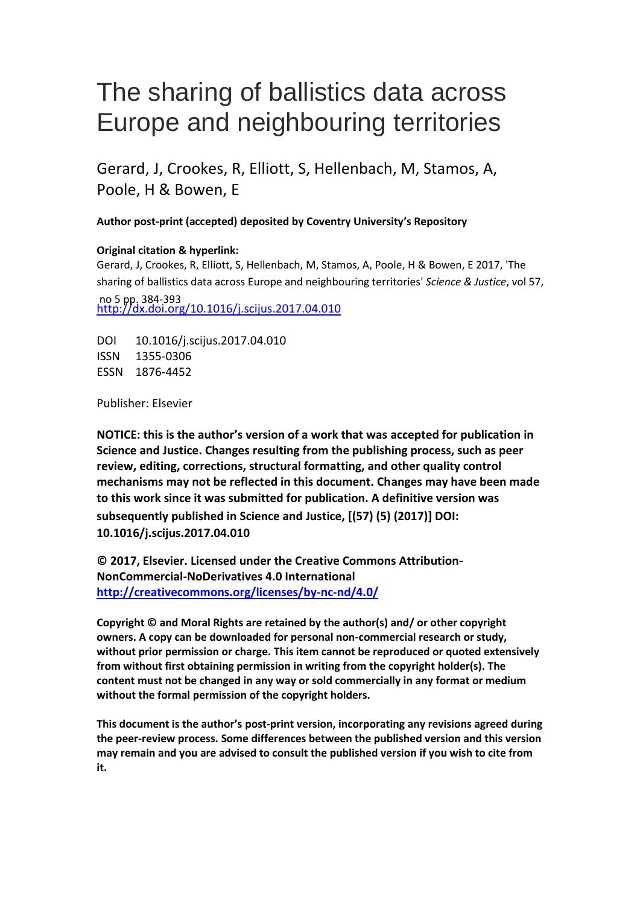# The sharing of ballistics data across Europe and neighbouring territories

Gerard, J, Crookes, R, Elliott, S, Hellenbach, M, Stamos, A, Poole, H & Bowen, E

**Author post-print (accepted) deposited by Coventry University's Repository**

**Original citation & hyperlink:**

Gerard, J, Crookes, R, Elliott, S, Hellenbach, M, Stamos, A, Poole, H & Bowen, E 2017, 'The sharing of ballistics data across Europe and neighbouring territories' *Science & Justice*, vol 57, no 5 pp. 384-393

http://dx.doi.org/10.1016/j.scijus.2017.04.010

DOI 10.1016/j.scijus.2017.04.010
ISSN 1355-0306
ESSN 1876-4452

Publisher: Elsevier

**NOTICE: this is the author's version of a work that was accepted for publication in Science and Justice. Changes resulting from the publishing process, such as peer review, editing, corrections, structural formatting, and other quality control mechanisms may not be reflected in this document. Changes may have been made to this work since it was submitted for publication. A definitive version was subsequently published in Science and Justice, [(57) (5) (2017)] DOI: 10.1016/j.scijus.2017.04.010**

**© 2017, Elsevier. Licensed under the Creative Commons Attribution-NonCommercial-NoDerivatives 4.0 International**
**http://creativecommons.org/licenses/by-nc-nd/4.0/**

**Copyright © and Moral Rights are retained by the author(s) and/ or other copyright owners. A copy can be downloaded for personal non-commercial research or study, without prior permission or charge. This item cannot be reproduced or quoted extensively from without first obtaining permission in writing from the copyright holder(s). The content must not be changed in any way or sold commercially in any format or medium without the formal permission of the copyright holders.**

**This document is the author's post-print version, incorporating any revisions agreed during the peer-review process. Some differences between the published version and this version may remain and you are advised to consult the published version if you wish to cite from it.**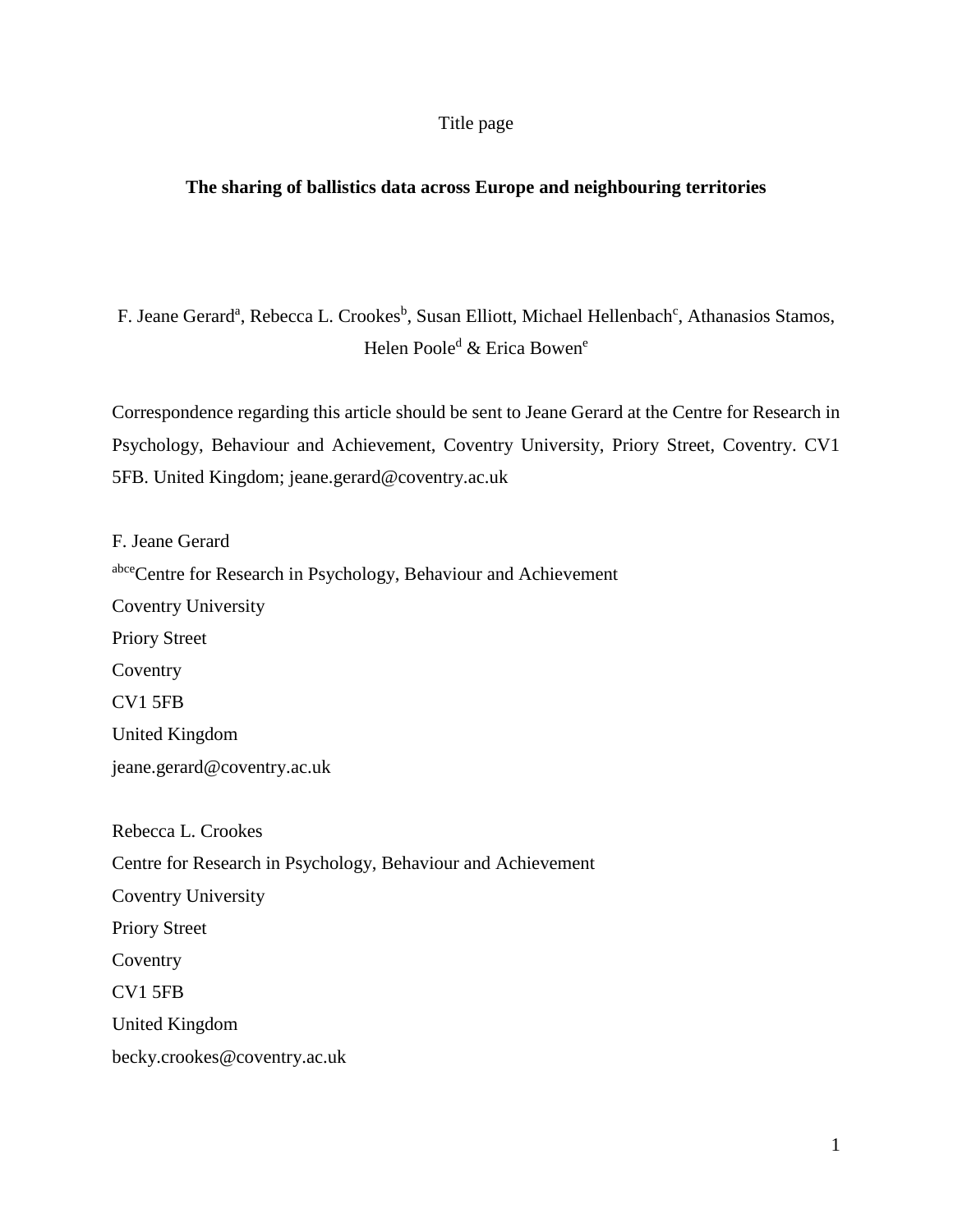Title page

**The sharing of ballistics data across Europe and neighbouring territories**

F. Jeane Gerard[a], Rebecca L. Crookes[b], Susan Elliott, Michael Hellenbach[c], Athanasios Stamos, Helen Poole[d] & Erica Bowen[e]

Correspondence regarding this article should be sent to Jeane Gerard at the Centre for Research in Psychology, Behaviour and Achievement, Coventry University, Priory Street, Coventry. CV1 5FB. United Kingdom; jeane.gerard@coventry.ac.uk

F. Jeane Gerard
[abce]Centre for Research in Psychology, Behaviour and Achievement
Coventry University
Priory Street
Coventry
CV1 5FB
United Kingdom
jeane.gerard@coventry.ac.uk

Rebecca L. Crookes
Centre for Research in Psychology, Behaviour and Achievement
Coventry University
Priory Street
Coventry
CV1 5FB
United Kingdom
becky.crookes@coventry.ac.uk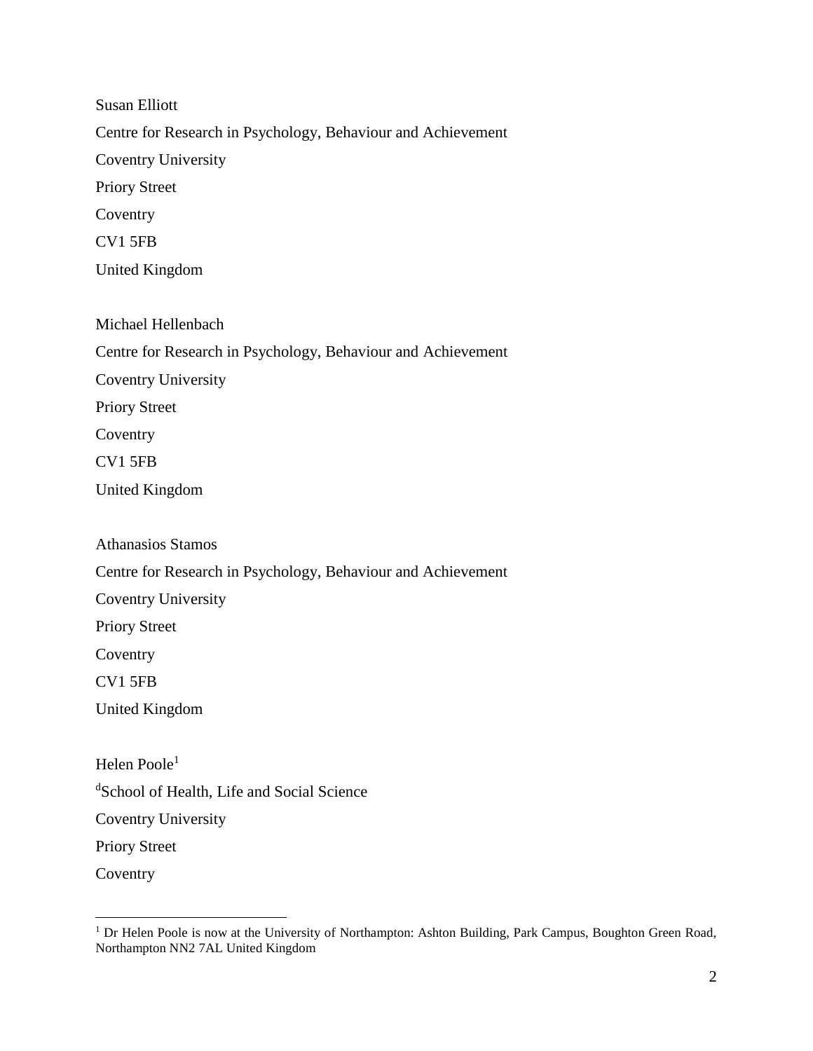Susan Elliott

Centre for Research in Psychology, Behaviour and Achievement

Coventry University

Priory Street

Coventry

CV1 5FB

United Kingdom

Michael Hellenbach

Centre for Research in Psychology, Behaviour and Achievement

Coventry University

Priory Street

Coventry

CV1 5FB

United Kingdom

Athanasios Stamos

Centre for Research in Psychology, Behaviour and Achievement

Coventry University

Priory Street

Coventry

CV1 5FB

United Kingdom

Helen Poole[1]

[d]School of Health, Life and Social Science

Coventry University

Priory Street

Coventry

[1] Dr Helen Poole is now at the University of Northampton: Ashton Building, Park Campus, Boughton Green Road, Northampton NN2 7AL United Kingdom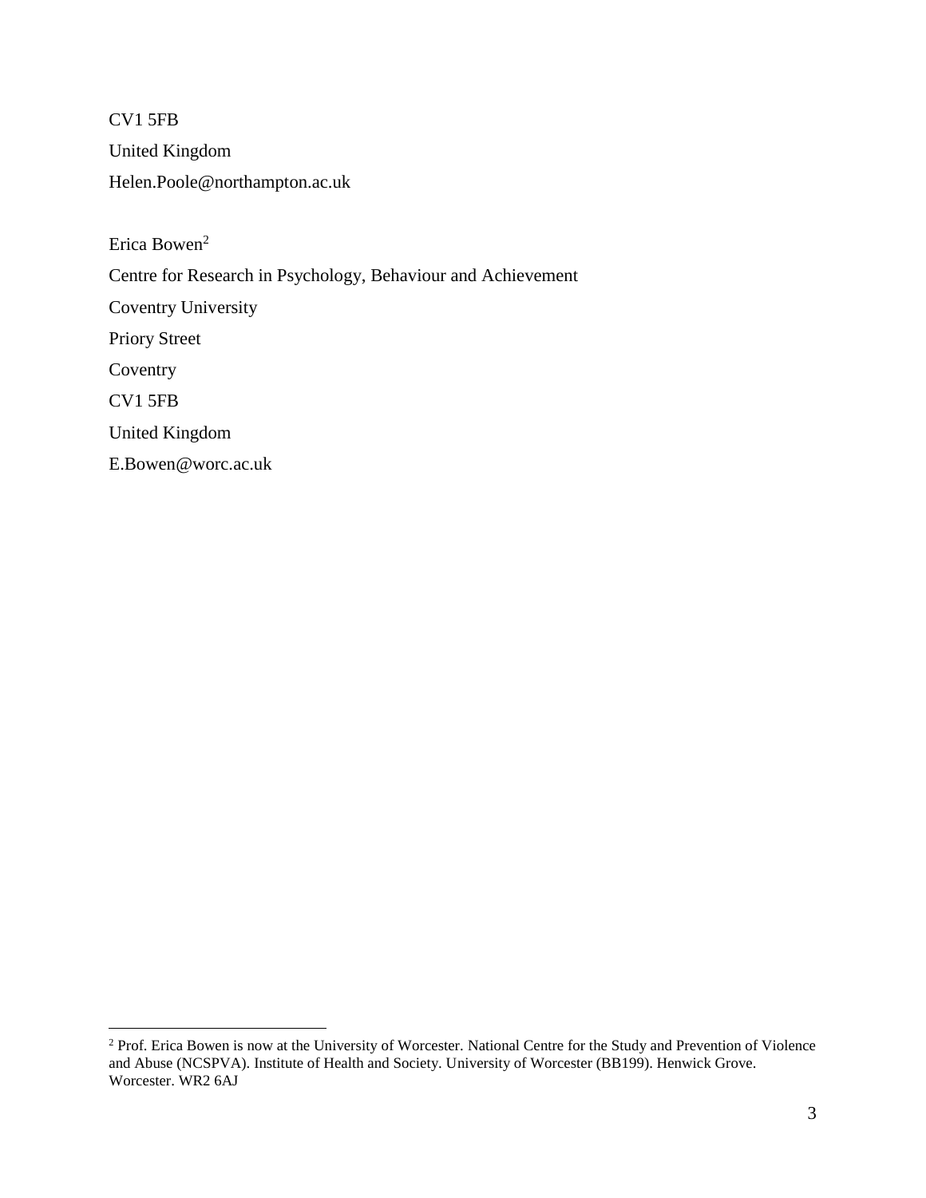CV1 5FB

United Kingdom

Helen.Poole@northampton.ac.uk

Erica Bowen[2]

Centre for Research in Psychology, Behaviour and Achievement

Coventry University

Priory Street

Coventry

CV1 5FB

United Kingdom

E.Bowen@worc.ac.uk

---

[2] Prof. Erica Bowen is now at the University of Worcester. National Centre for the Study and Prevention of Violence and Abuse (NCSPVA). Institute of Health and Society. University of Worcester (BB199). Henwick Grove. Worcester. WR2 6AJ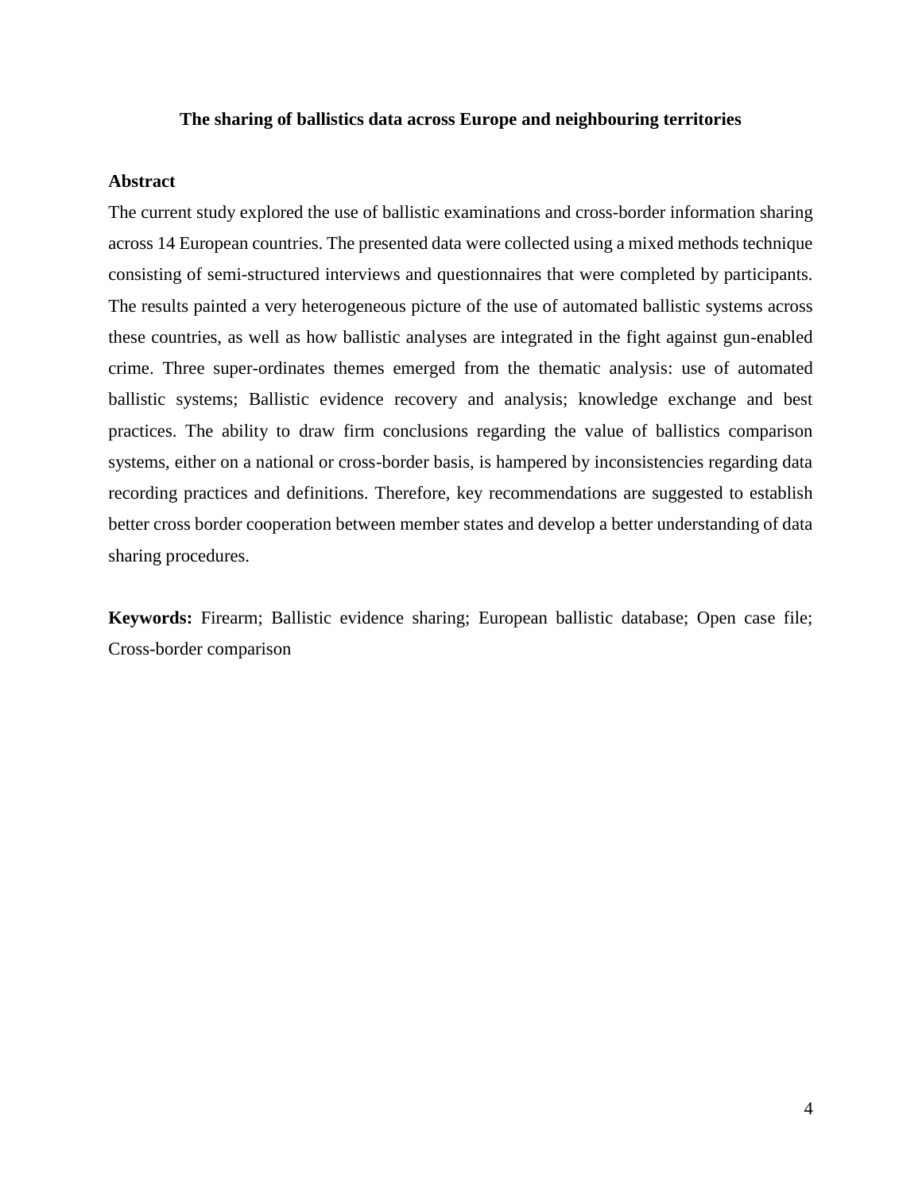**The sharing of ballistics data across Europe and neighbouring territories**

**Abstract**

The current study explored the use of ballistic examinations and cross-border information sharing across 14 European countries. The presented data were collected using a mixed methods technique consisting of semi-structured interviews and questionnaires that were completed by participants. The results painted a very heterogeneous picture of the use of automated ballistic systems across these countries, as well as how ballistic analyses are integrated in the fight against gun-enabled crime. Three super-ordinates themes emerged from the thematic analysis: use of automated ballistic systems; Ballistic evidence recovery and analysis; knowledge exchange and best practices. The ability to draw firm conclusions regarding the value of ballistics comparison systems, either on a national or cross-border basis, is hampered by inconsistencies regarding data recording practices and definitions. Therefore, key recommendations are suggested to establish better cross border cooperation between member states and develop a better understanding of data sharing procedures.

**Keywords:** Firearm; Ballistic evidence sharing; European ballistic database; Open case file; Cross-border comparison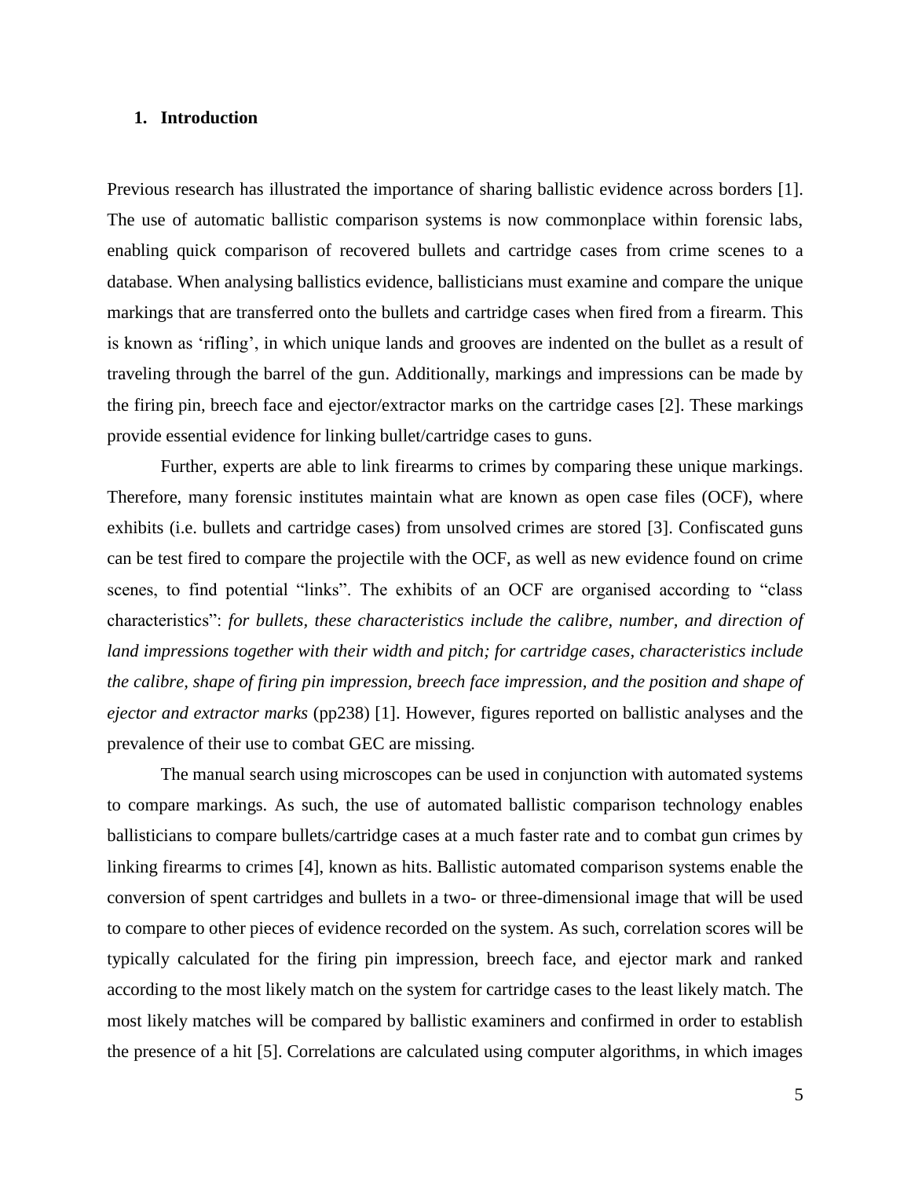## 1. Introduction

Previous research has illustrated the importance of sharing ballistic evidence across borders [1]. The use of automatic ballistic comparison systems is now commonplace within forensic labs, enabling quick comparison of recovered bullets and cartridge cases from crime scenes to a database. When analysing ballistics evidence, ballisticians must examine and compare the unique markings that are transferred onto the bullets and cartridge cases when fired from a firearm. This is known as 'rifling', in which unique lands and grooves are indented on the bullet as a result of traveling through the barrel of the gun. Additionally, markings and impressions can be made by the firing pin, breech face and ejector/extractor marks on the cartridge cases [2]. These markings provide essential evidence for linking bullet/cartridge cases to guns.

Further, experts are able to link firearms to crimes by comparing these unique markings. Therefore, many forensic institutes maintain what are known as open case files (OCF), where exhibits (i.e. bullets and cartridge cases) from unsolved crimes are stored [3]. Confiscated guns can be test fired to compare the projectile with the OCF, as well as new evidence found on crime scenes, to find potential "links". The exhibits of an OCF are organised according to "class characteristics": *for bullets, these characteristics include the calibre, number, and direction of land impressions together with their width and pitch; for cartridge cases, characteristics include the calibre, shape of firing pin impression, breech face impression, and the position and shape of ejector and extractor marks* (pp238) [1]. However, figures reported on ballistic analyses and the prevalence of their use to combat GEC are missing.

The manual search using microscopes can be used in conjunction with automated systems to compare markings. As such, the use of automated ballistic comparison technology enables ballisticians to compare bullets/cartridge cases at a much faster rate and to combat gun crimes by linking firearms to crimes [4], known as hits. Ballistic automated comparison systems enable the conversion of spent cartridges and bullets in a two- or three-dimensional image that will be used to compare to other pieces of evidence recorded on the system. As such, correlation scores will be typically calculated for the firing pin impression, breech face, and ejector mark and ranked according to the most likely match on the system for cartridge cases to the least likely match. The most likely matches will be compared by ballistic examiners and confirmed in order to establish the presence of a hit [5]. Correlations are calculated using computer algorithms, in which images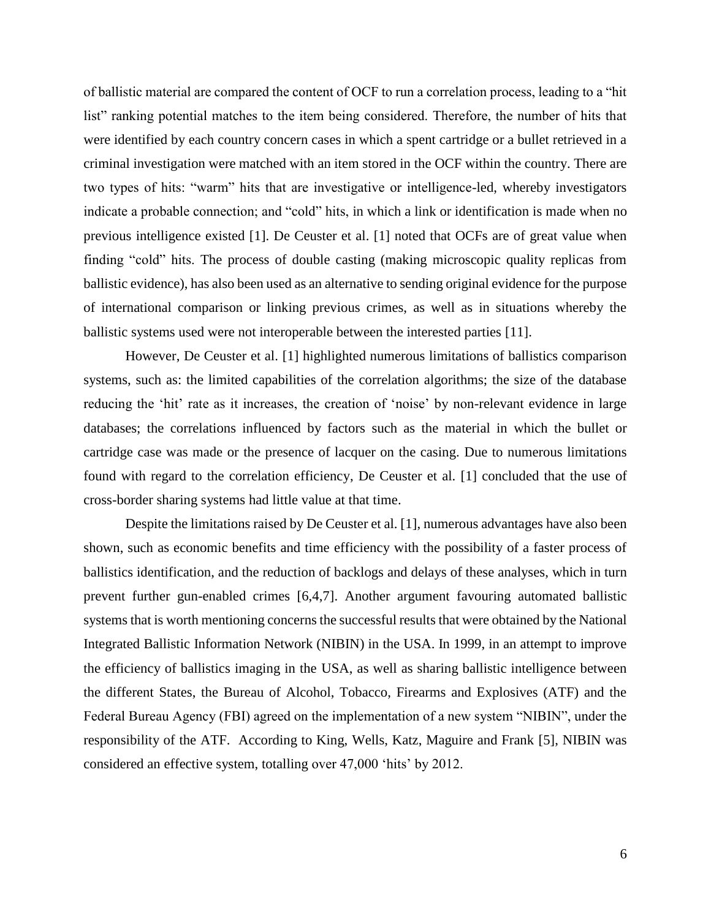of ballistic material are compared the content of OCF to run a correlation process, leading to a "hit list" ranking potential matches to the item being considered. Therefore, the number of hits that were identified by each country concern cases in which a spent cartridge or a bullet retrieved in a criminal investigation were matched with an item stored in the OCF within the country. There are two types of hits: "warm" hits that are investigative or intelligence-led, whereby investigators indicate a probable connection; and "cold" hits, in which a link or identification is made when no previous intelligence existed [1]. De Ceuster et al. [1] noted that OCFs are of great value when finding "cold" hits. The process of double casting (making microscopic quality replicas from ballistic evidence), has also been used as an alternative to sending original evidence for the purpose of international comparison or linking previous crimes, as well as in situations whereby the ballistic systems used were not interoperable between the interested parties [11].

However, De Ceuster et al. [1] highlighted numerous limitations of ballistics comparison systems, such as: the limited capabilities of the correlation algorithms; the size of the database reducing the 'hit' rate as it increases, the creation of 'noise' by non-relevant evidence in large databases; the correlations influenced by factors such as the material in which the bullet or cartridge case was made or the presence of lacquer on the casing. Due to numerous limitations found with regard to the correlation efficiency, De Ceuster et al. [1] concluded that the use of cross-border sharing systems had little value at that time.

Despite the limitations raised by De Ceuster et al. [1], numerous advantages have also been shown, such as economic benefits and time efficiency with the possibility of a faster process of ballistics identification, and the reduction of backlogs and delays of these analyses, which in turn prevent further gun-enabled crimes [6,4,7]. Another argument favouring automated ballistic systems that is worth mentioning concerns the successful results that were obtained by the National Integrated Ballistic Information Network (NIBIN) in the USA. In 1999, in an attempt to improve the efficiency of ballistics imaging in the USA, as well as sharing ballistic intelligence between the different States, the Bureau of Alcohol, Tobacco, Firearms and Explosives (ATF) and the Federal Bureau Agency (FBI) agreed on the implementation of a new system "NIBIN", under the responsibility of the ATF. According to King, Wells, Katz, Maguire and Frank [5], NIBIN was considered an effective system, totalling over 47,000 'hits' by 2012.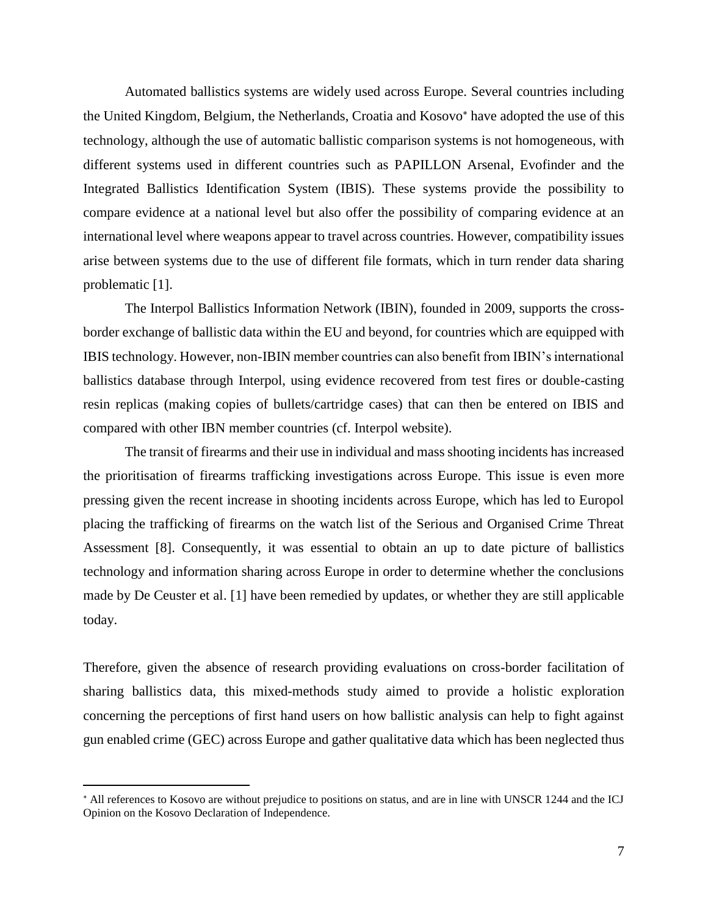Automated ballistics systems are widely used across Europe. Several countries including the United Kingdom, Belgium, the Netherlands, Croatia and Kosovo* have adopted the use of this technology, although the use of automatic ballistic comparison systems is not homogeneous, with different systems used in different countries such as PAPILLON Arsenal, Evofinder and the Integrated Ballistics Identification System (IBIS). These systems provide the possibility to compare evidence at a national level but also offer the possibility of comparing evidence at an international level where weapons appear to travel across countries. However, compatibility issues arise between systems due to the use of different file formats, which in turn render data sharing problematic [1].

The Interpol Ballistics Information Network (IBIN), founded in 2009, supports the cross-border exchange of ballistic data within the EU and beyond, for countries which are equipped with IBIS technology. However, non-IBIN member countries can also benefit from IBIN's international ballistics database through Interpol, using evidence recovered from test fires or double-casting resin replicas (making copies of bullets/cartridge cases) that can then be entered on IBIS and compared with other IBN member countries (cf. Interpol website).

The transit of firearms and their use in individual and mass shooting incidents has increased the prioritisation of firearms trafficking investigations across Europe. This issue is even more pressing given the recent increase in shooting incidents across Europe, which has led to Europol placing the trafficking of firearms on the watch list of the Serious and Organised Crime Threat Assessment [8]. Consequently, it was essential to obtain an up to date picture of ballistics technology and information sharing across Europe in order to determine whether the conclusions made by De Ceuster et al. [1] have been remedied by updates, or whether they are still applicable today.

Therefore, given the absence of research providing evaluations on cross-border facilitation of sharing ballistics data, this mixed-methods study aimed to provide a holistic exploration concerning the perceptions of first hand users on how ballistic analysis can help to fight against gun enabled crime (GEC) across Europe and gather qualitative data which has been neglected thus

---

* All references to Kosovo are without prejudice to positions on status, and are in line with UNSCR 1244 and the ICJ Opinion on the Kosovo Declaration of Independence.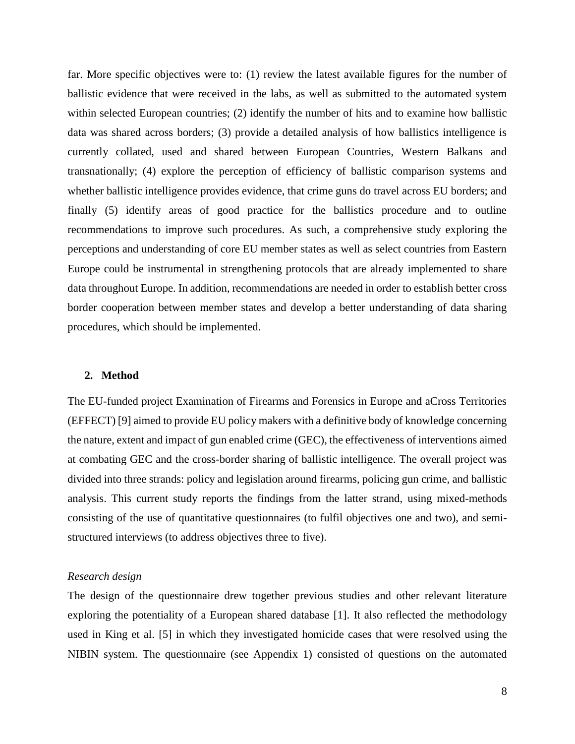far. More specific objectives were to: (1) review the latest available figures for the number of ballistic evidence that were received in the labs, as well as submitted to the automated system within selected European countries; (2) identify the number of hits and to examine how ballistic data was shared across borders; (3) provide a detailed analysis of how ballistics intelligence is currently collated, used and shared between European Countries, Western Balkans and transnationally; (4) explore the perception of efficiency of ballistic comparison systems and whether ballistic intelligence provides evidence, that crime guns do travel across EU borders; and finally (5) identify areas of good practice for the ballistics procedure and to outline recommendations to improve such procedures. As such, a comprehensive study exploring the perceptions and understanding of core EU member states as well as select countries from Eastern Europe could be instrumental in strengthening protocols that are already implemented to share data throughout Europe. In addition, recommendations are needed in order to establish better cross border cooperation between member states and develop a better understanding of data sharing procedures, which should be implemented.

## 2. Method

The EU-funded project Examination of Firearms and Forensics in Europe and aCross Territories (EFFECT) [9] aimed to provide EU policy makers with a definitive body of knowledge concerning the nature, extent and impact of gun enabled crime (GEC), the effectiveness of interventions aimed at combating GEC and the cross-border sharing of ballistic intelligence. The overall project was divided into three strands: policy and legislation around firearms, policing gun crime, and ballistic analysis. This current study reports the findings from the latter strand, using mixed-methods consisting of the use of quantitative questionnaires (to fulfil objectives one and two), and semi-structured interviews (to address objectives three to five).

*Research design*

The design of the questionnaire drew together previous studies and other relevant literature exploring the potentiality of a European shared database [1]. It also reflected the methodology used in King et al. [5] in which they investigated homicide cases that were resolved using the NIBIN system. The questionnaire (see Appendix 1) consisted of questions on the automated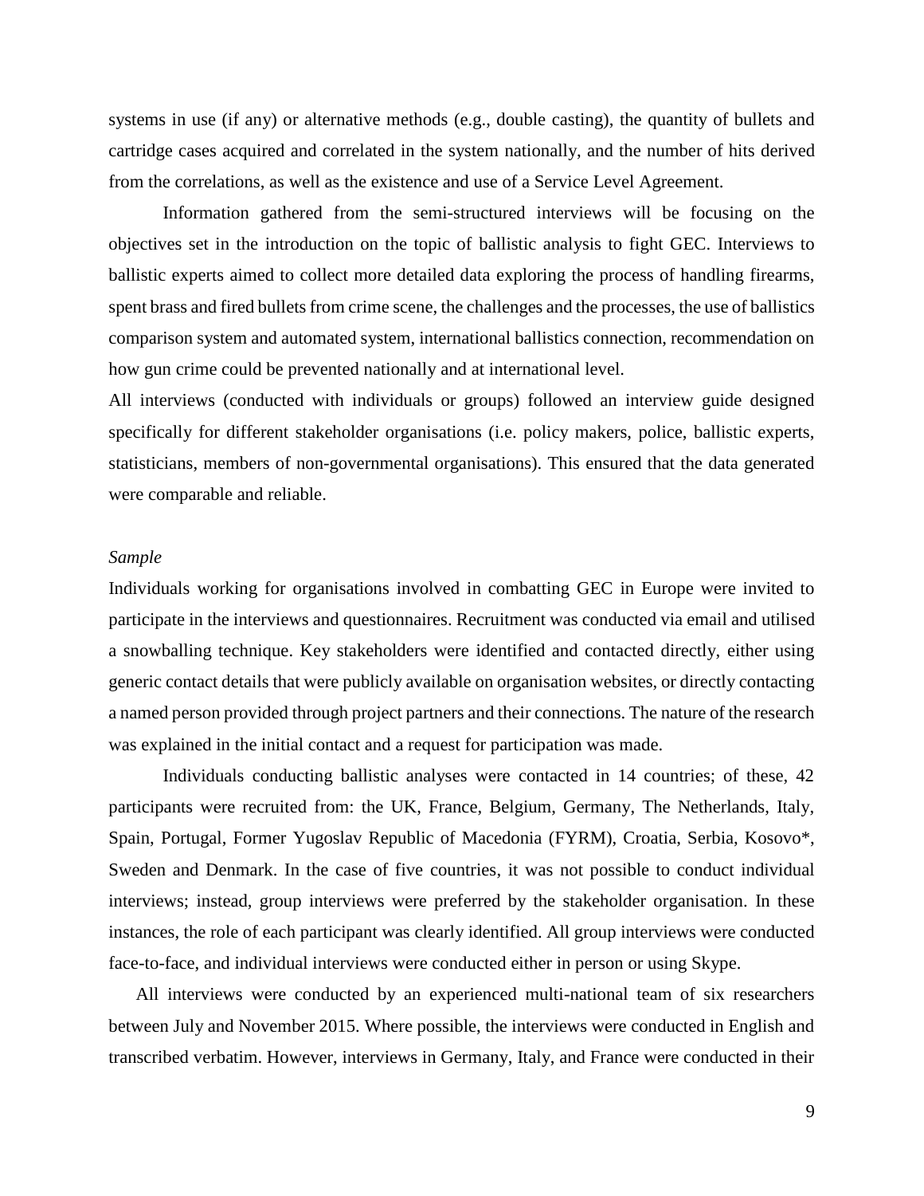systems in use (if any) or alternative methods (e.g., double casting), the quantity of bullets and cartridge cases acquired and correlated in the system nationally, and the number of hits derived from the correlations, as well as the existence and use of a Service Level Agreement.

Information gathered from the semi-structured interviews will be focusing on the objectives set in the introduction on the topic of ballistic analysis to fight GEC. Interviews to ballistic experts aimed to collect more detailed data exploring the process of handling firearms, spent brass and fired bullets from crime scene, the challenges and the processes, the use of ballistics comparison system and automated system, international ballistics connection, recommendation on how gun crime could be prevented nationally and at international level.

All interviews (conducted with individuals or groups) followed an interview guide designed specifically for different stakeholder organisations (i.e. policy makers, police, ballistic experts, statisticians, members of non-governmental organisations). This ensured that the data generated were comparable and reliable.

*Sample*

Individuals working for organisations involved in combatting GEC in Europe were invited to participate in the interviews and questionnaires. Recruitment was conducted via email and utilised a snowballing technique. Key stakeholders were identified and contacted directly, either using generic contact details that were publicly available on organisation websites, or directly contacting a named person provided through project partners and their connections. The nature of the research was explained in the initial contact and a request for participation was made.

Individuals conducting ballistic analyses were contacted in 14 countries; of these, 42 participants were recruited from: the UK, France, Belgium, Germany, The Netherlands, Italy, Spain, Portugal, Former Yugoslav Republic of Macedonia (FYRM), Croatia, Serbia, Kosovo*, Sweden and Denmark. In the case of five countries, it was not possible to conduct individual interviews; instead, group interviews were preferred by the stakeholder organisation. In these instances, the role of each participant was clearly identified. All group interviews were conducted face-to-face, and individual interviews were conducted either in person or using Skype.

All interviews were conducted by an experienced multi-national team of six researchers between July and November 2015. Where possible, the interviews were conducted in English and transcribed verbatim. However, interviews in Germany, Italy, and France were conducted in their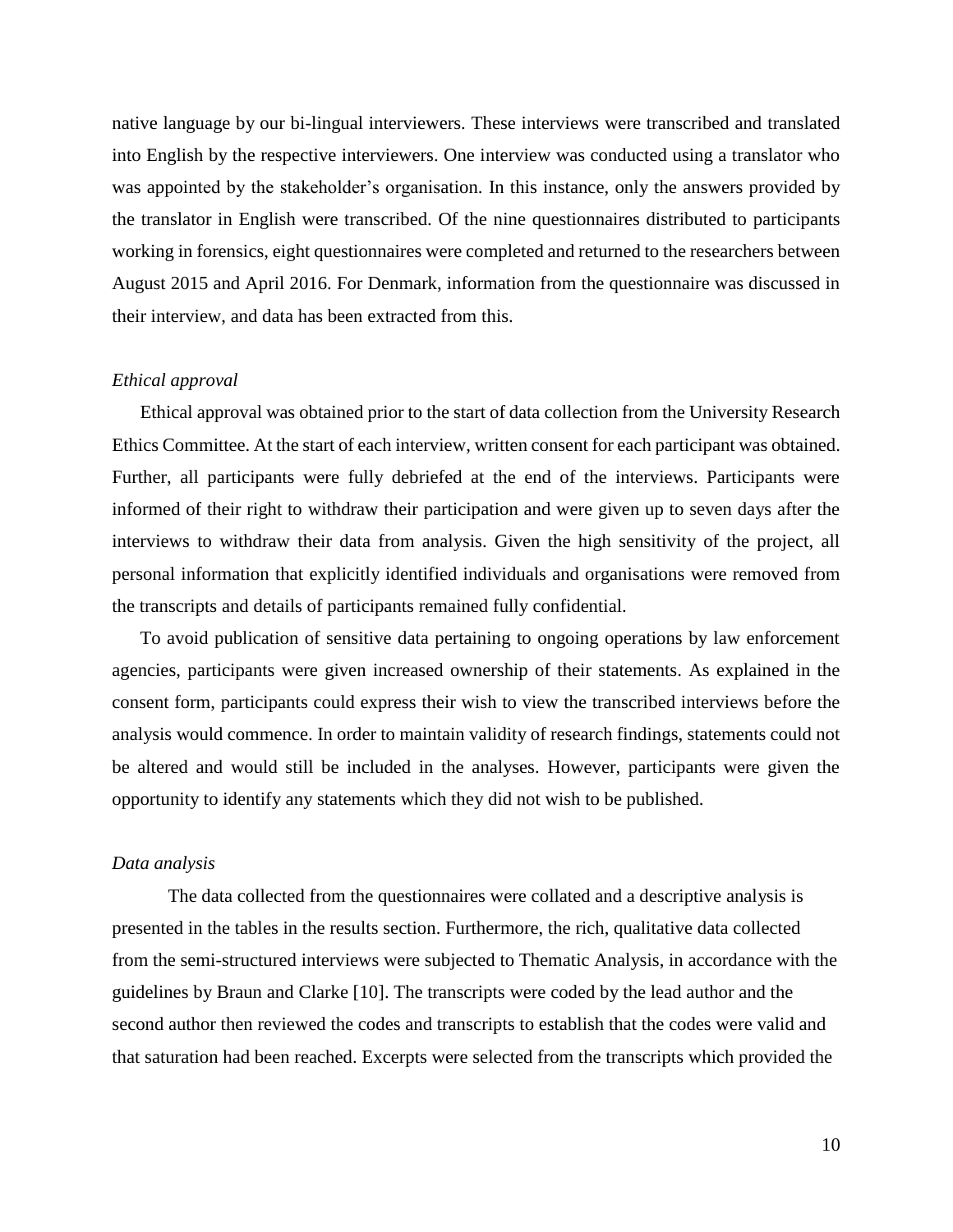native language by our bi-lingual interviewers. These interviews were transcribed and translated into English by the respective interviewers. One interview was conducted using a translator who was appointed by the stakeholder's organisation. In this instance, only the answers provided by the translator in English were transcribed. Of the nine questionnaires distributed to participants working in forensics, eight questionnaires were completed and returned to the researchers between August 2015 and April 2016. For Denmark, information from the questionnaire was discussed in their interview, and data has been extracted from this.

*Ethical approval*

Ethical approval was obtained prior to the start of data collection from the University Research Ethics Committee. At the start of each interview, written consent for each participant was obtained. Further, all participants were fully debriefed at the end of the interviews. Participants were informed of their right to withdraw their participation and were given up to seven days after the interviews to withdraw their data from analysis. Given the high sensitivity of the project, all personal information that explicitly identified individuals and organisations were removed from the transcripts and details of participants remained fully confidential.

To avoid publication of sensitive data pertaining to ongoing operations by law enforcement agencies, participants were given increased ownership of their statements. As explained in the consent form, participants could express their wish to view the transcribed interviews before the analysis would commence. In order to maintain validity of research findings, statements could not be altered and would still be included in the analyses. However, participants were given the opportunity to identify any statements which they did not wish to be published.

*Data analysis*

The data collected from the questionnaires were collated and a descriptive analysis is presented in the tables in the results section. Furthermore, the rich, qualitative data collected from the semi-structured interviews were subjected to Thematic Analysis, in accordance with the guidelines by Braun and Clarke [10]. The transcripts were coded by the lead author and the second author then reviewed the codes and transcripts to establish that the codes were valid and that saturation had been reached. Excerpts were selected from the transcripts which provided the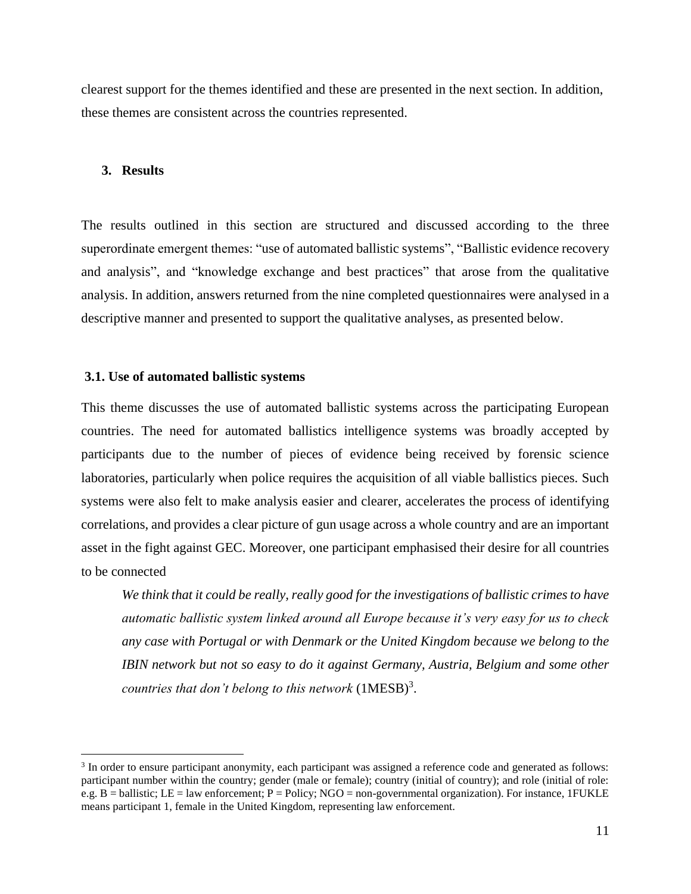clearest support for the themes identified and these are presented in the next section. In addition, these themes are consistent across the countries represented.

## 3. Results

The results outlined in this section are structured and discussed according to the three superordinate emergent themes: "use of automated ballistic systems", "Ballistic evidence recovery and analysis", and "knowledge exchange and best practices" that arose from the qualitative analysis. In addition, answers returned from the nine completed questionnaires were analysed in a descriptive manner and presented to support the qualitative analyses, as presented below.

### 3.1. Use of automated ballistic systems

This theme discusses the use of automated ballistic systems across the participating European countries. The need for automated ballistics intelligence systems was broadly accepted by participants due to the number of pieces of evidence being received by forensic science laboratories, particularly when police requires the acquisition of all viable ballistics pieces. Such systems were also felt to make analysis easier and clearer, accelerates the process of identifying correlations, and provides a clear picture of gun usage across a whole country and are an important asset in the fight against GEC. Moreover, one participant emphasised their desire for all countries to be connected

> *We think that it could be really, really good for the investigations of ballistic crimes to have automatic ballistic system linked around all Europe because it's very easy for us to check any case with Portugal or with Denmark or the United Kingdom because we belong to the IBIN network but not so easy to do it against Germany, Austria, Belgium and some other countries that don't belong to this network* (1MESB)[3].

[3] In order to ensure participant anonymity, each participant was assigned a reference code and generated as follows: participant number within the country; gender (male or female); country (initial of country); and role (initial of role: e.g. B = ballistic; LE = law enforcement; P = Policy; NGO = non-governmental organization). For instance, 1FUKLE means participant 1, female in the United Kingdom, representing law enforcement.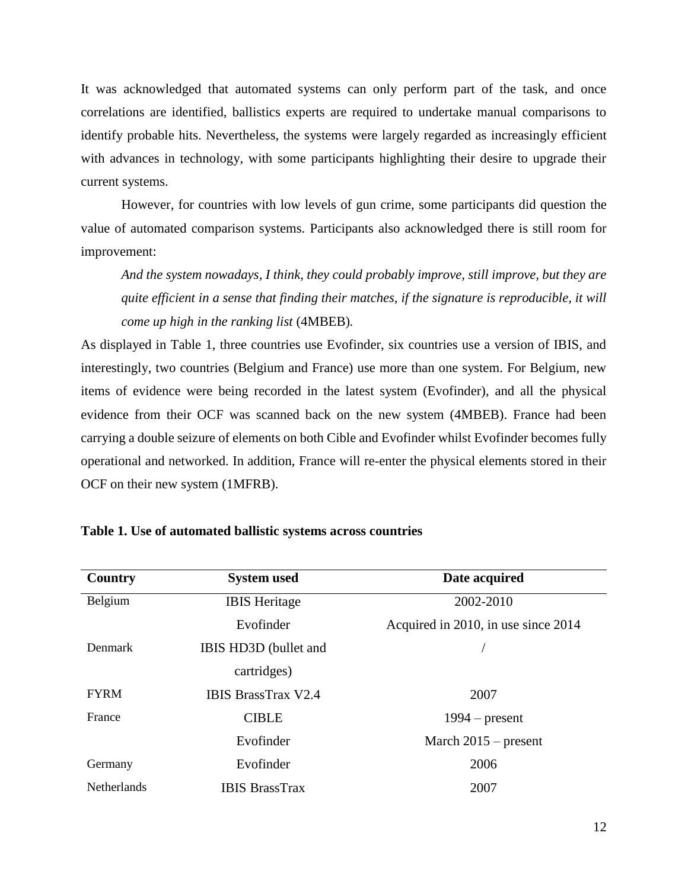It was acknowledged that automated systems can only perform part of the task, and once correlations are identified, ballistics experts are required to undertake manual comparisons to identify probable hits. Nevertheless, the systems were largely regarded as increasingly efficient with advances in technology, with some participants highlighting their desire to upgrade their current systems.

However, for countries with low levels of gun crime, some participants did question the value of automated comparison systems. Participants also acknowledged there is still room for improvement:

> *And the system nowadays, I think, they could probably improve, still improve, but they are quite efficient in a sense that finding their matches, if the signature is reproducible, it will come up high in the ranking list* (4MBEB).

As displayed in Table 1, three countries use Evofinder, six countries use a version of IBIS, and interestingly, two countries (Belgium and France) use more than one system. For Belgium, new items of evidence were being recorded in the latest system (Evofinder), and all the physical evidence from their OCF was scanned back on the new system (4MBEB). France had been carrying a double seizure of elements on both Cible and Evofinder whilst Evofinder becomes fully operational and networked. In addition, France will re-enter the physical elements stored in their OCF on their new system (1MFRB).

**Table 1. Use of automated ballistic systems across countries**

| Country | System used | Date acquired |
|---|---|---|
| Belgium | IBIS Heritage | 2002-2010 |
| | Evofinder | Acquired in 2010, in use since 2014 |
| Denmark | IBIS HD3D (bullet and cartridges) | / |
| FYRM | IBIS BrassTrax V2.4 | 2007 |
| France | CIBLE | 1994 – present |
| | Evofinder | March 2015 – present |
| Germany | Evofinder | 2006 |
| Netherlands | IBIS BrassTrax | 2007 |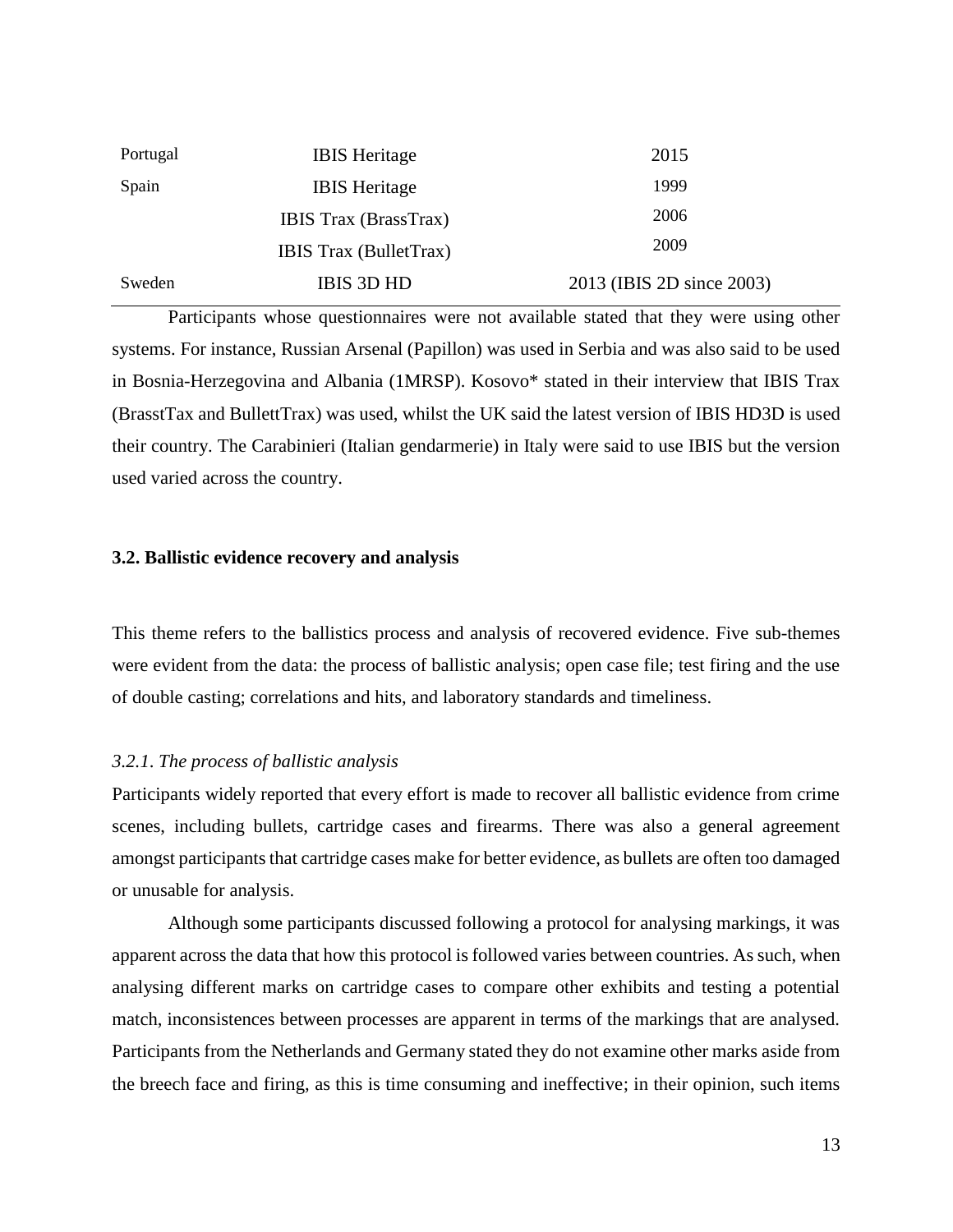| | | |
|---|---|---|
| Portugal | IBIS Heritage | 2015 |
| Spain | IBIS Heritage | 1999 |
| | IBIS Trax (BrassTrax) | 2006 |
| | IBIS Trax (BulletTrax) | 2009 |
| Sweden | IBIS 3D HD | 2013 (IBIS 2D since 2003) |

Participants whose questionnaires were not available stated that they were using other systems. For instance, Russian Arsenal (Papillon) was used in Serbia and was also said to be used in Bosnia-Herzegovina and Albania (1MRSP). Kosovo* stated in their interview that IBIS Trax (BrasstTax and BullettTrax) was used, whilst the UK said the latest version of IBIS HD3D is used their country. The Carabinieri (Italian gendarmerie) in Italy were said to use IBIS but the version used varied across the country.

### 3.2. Ballistic evidence recovery and analysis

This theme refers to the ballistics process and analysis of recovered evidence. Five sub-themes were evident from the data: the process of ballistic analysis; open case file; test firing and the use of double casting; correlations and hits, and laboratory standards and timeliness.

#### *3.2.1. The process of ballistic analysis*

Participants widely reported that every effort is made to recover all ballistic evidence from crime scenes, including bullets, cartridge cases and firearms. There was also a general agreement amongst participants that cartridge cases make for better evidence, as bullets are often too damaged or unusable for analysis.

Although some participants discussed following a protocol for analysing markings, it was apparent across the data that how this protocol is followed varies between countries. As such, when analysing different marks on cartridge cases to compare other exhibits and testing a potential match, inconsistences between processes are apparent in terms of the markings that are analysed. Participants from the Netherlands and Germany stated they do not examine other marks aside from the breech face and firing, as this is time consuming and ineffective; in their opinion, such items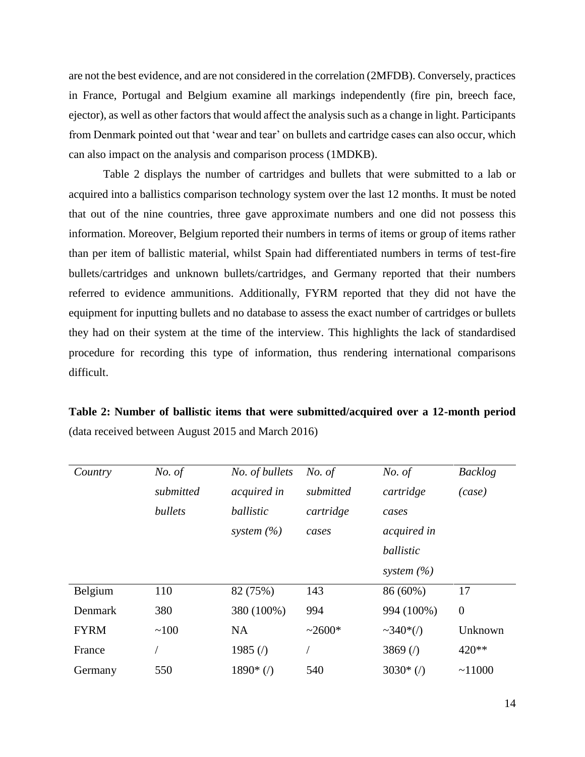are not the best evidence, and are not considered in the correlation (2MFDB). Conversely, practices in France, Portugal and Belgium examine all markings independently (fire pin, breech face, ejector), as well as other factors that would affect the analysis such as a change in light. Participants from Denmark pointed out that 'wear and tear' on bullets and cartridge cases can also occur, which can also impact on the analysis and comparison process (1MDKB).

Table 2 displays the number of cartridges and bullets that were submitted to a lab or acquired into a ballistics comparison technology system over the last 12 months. It must be noted that out of the nine countries, three gave approximate numbers and one did not possess this information. Moreover, Belgium reported their numbers in terms of items or group of items rather than per item of ballistic material, whilst Spain had differentiated numbers in terms of test-fire bullets/cartridges and unknown bullets/cartridges, and Germany reported that their numbers referred to evidence ammunitions. Additionally, FYRM reported that they did not have the equipment for inputting bullets and no database to assess the exact number of cartridges or bullets they had on their system at the time of the interview. This highlights the lack of standardised procedure for recording this type of information, thus rendering international comparisons difficult.

**Table 2: Number of ballistic items that were submitted/acquired over a 12-month period** (data received between August 2015 and March 2016)

| *Country* | *No. of submitted bullets* | *No. of bullets acquired in ballistic system (%)* | *No. of submitted cartridge cases* | *No. of cartridge cases acquired in ballistic system (%)* | *Backlog (case)* |
|---|---|---|---|---|---|
| Belgium | 110 | 82 (75%) | 143 | 86 (60%) | 17 |
| Denmark | 380 | 380 (100%) | 994 | 994 (100%) | 0 |
| FYRM | ~100 | NA | ~2600* | ~340*(/) | Unknown |
| France | / | 1985 (/) | / | 3869 (/) | 420** |
| Germany | 550 | 1890* (/) | 540 | 3030* (/) | ~11000 |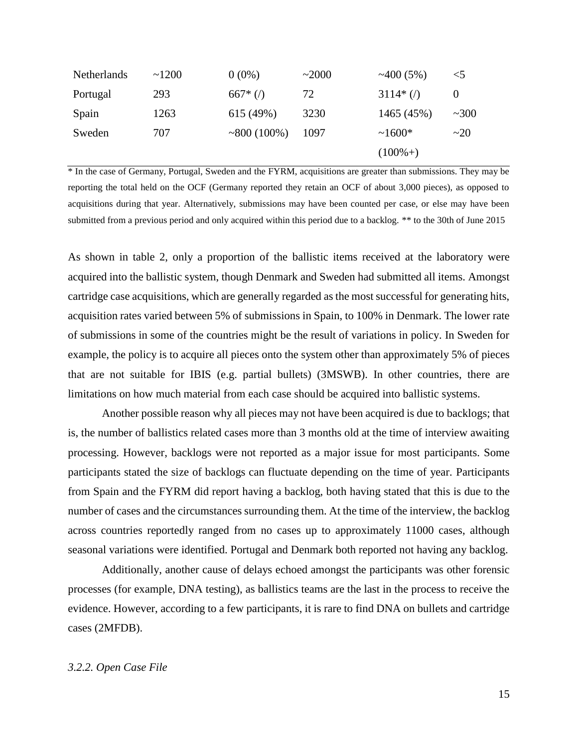| | | | | | |
|---|---|---|---|---|---|
| Netherlands | ~1200 | 0 (0%) | ~2000 | ~400 (5%) | <5 |
| Portugal | 293 | 667* (/) | 72 | 3114* (/) | 0 |
| Spain | 1263 | 615 (49%) | 3230 | 1465 (45%) | ~300 |
| Sweden | 707 | ~800 (100%) | 1097 | ~1600* (100%+) | ~20 |

* In the case of Germany, Portugal, Sweden and the FYRM, acquisitions are greater than submissions. They may be reporting the total held on the OCF (Germany reported they retain an OCF of about 3,000 pieces), as opposed to acquisitions during that year. Alternatively, submissions may have been counted per case, or else may have been submitted from a previous period and only acquired within this period due to a backlog. ** to the 30th of June 2015

As shown in table 2, only a proportion of the ballistic items received at the laboratory were acquired into the ballistic system, though Denmark and Sweden had submitted all items. Amongst cartridge case acquisitions, which are generally regarded as the most successful for generating hits, acquisition rates varied between 5% of submissions in Spain, to 100% in Denmark. The lower rate of submissions in some of the countries might be the result of variations in policy. In Sweden for example, the policy is to acquire all pieces onto the system other than approximately 5% of pieces that are not suitable for IBIS (e.g. partial bullets) (3MSWB). In other countries, there are limitations on how much material from each case should be acquired into ballistic systems.

Another possible reason why all pieces may not have been acquired is due to backlogs; that is, the number of ballistics related cases more than 3 months old at the time of interview awaiting processing. However, backlogs were not reported as a major issue for most participants. Some participants stated the size of backlogs can fluctuate depending on the time of year. Participants from Spain and the FYRM did report having a backlog, both having stated that this is due to the number of cases and the circumstances surrounding them. At the time of the interview, the backlog across countries reportedly ranged from no cases up to approximately 11000 cases, although seasonal variations were identified. Portugal and Denmark both reported not having any backlog.

Additionally, another cause of delays echoed amongst the participants was other forensic processes (for example, DNA testing), as ballistics teams are the last in the process to receive the evidence. However, according to a few participants, it is rare to find DNA on bullets and cartridge cases (2MFDB).

*3.2.2. Open Case File*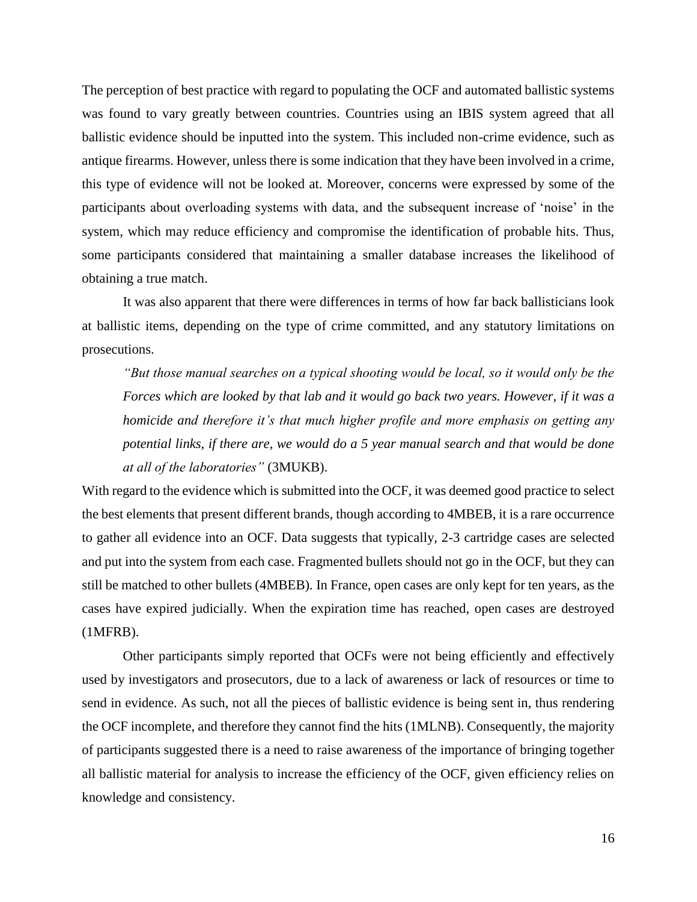The perception of best practice with regard to populating the OCF and automated ballistic systems was found to vary greatly between countries. Countries using an IBIS system agreed that all ballistic evidence should be inputted into the system. This included non-crime evidence, such as antique firearms. However, unless there is some indication that they have been involved in a crime, this type of evidence will not be looked at. Moreover, concerns were expressed by some of the participants about overloading systems with data, and the subsequent increase of 'noise' in the system, which may reduce efficiency and compromise the identification of probable hits. Thus, some participants considered that maintaining a smaller database increases the likelihood of obtaining a true match.

It was also apparent that there were differences in terms of how far back ballisticians look at ballistic items, depending on the type of crime committed, and any statutory limitations on prosecutions.

> *"But those manual searches on a typical shooting would be local, so it would only be the Forces which are looked by that lab and it would go back two years. However, if it was a homicide and therefore it's that much higher profile and more emphasis on getting any potential links, if there are, we would do a 5 year manual search and that would be done at all of the laboratories"* (3MUKB).

With regard to the evidence which is submitted into the OCF, it was deemed good practice to select the best elements that present different brands, though according to 4MBEB, it is a rare occurrence to gather all evidence into an OCF. Data suggests that typically, 2-3 cartridge cases are selected and put into the system from each case. Fragmented bullets should not go in the OCF, but they can still be matched to other bullets (4MBEB). In France, open cases are only kept for ten years, as the cases have expired judicially. When the expiration time has reached, open cases are destroyed (1MFRB).

Other participants simply reported that OCFs were not being efficiently and effectively used by investigators and prosecutors, due to a lack of awareness or lack of resources or time to send in evidence. As such, not all the pieces of ballistic evidence is being sent in, thus rendering the OCF incomplete, and therefore they cannot find the hits (1MLNB). Consequently, the majority of participants suggested there is a need to raise awareness of the importance of bringing together all ballistic material for analysis to increase the efficiency of the OCF, given efficiency relies on knowledge and consistency.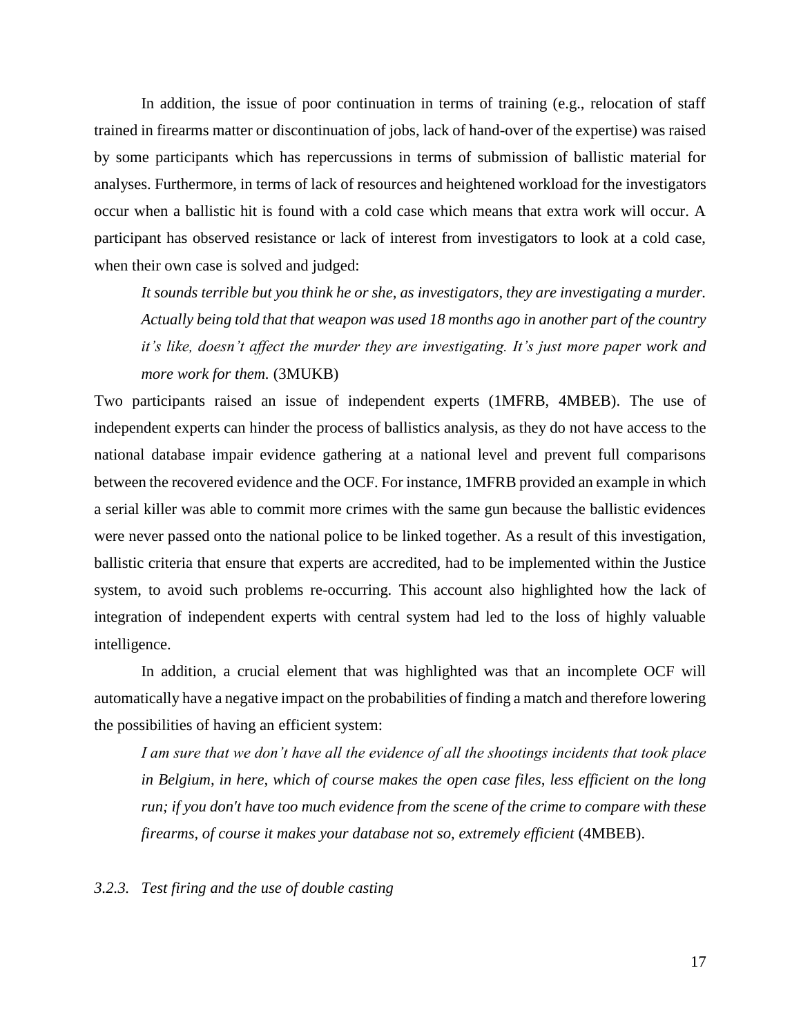In addition, the issue of poor continuation in terms of training (e.g., relocation of staff trained in firearms matter or discontinuation of jobs, lack of hand-over of the expertise) was raised by some participants which has repercussions in terms of submission of ballistic material for analyses. Furthermore, in terms of lack of resources and heightened workload for the investigators occur when a ballistic hit is found with a cold case which means that extra work will occur. A participant has observed resistance or lack of interest from investigators to look at a cold case, when their own case is solved and judged:

> *It sounds terrible but you think he or she, as investigators, they are investigating a murder. Actually being told that that weapon was used 18 months ago in another part of the country it's like, doesn't affect the murder they are investigating. It's just more paper work and more work for them.* (3MUKB)

Two participants raised an issue of independent experts (1MFRB, 4MBEB). The use of independent experts can hinder the process of ballistics analysis, as they do not have access to the national database impair evidence gathering at a national level and prevent full comparisons between the recovered evidence and the OCF. For instance, 1MFRB provided an example in which a serial killer was able to commit more crimes with the same gun because the ballistic evidences were never passed onto the national police to be linked together. As a result of this investigation, ballistic criteria that ensure that experts are accredited, had to be implemented within the Justice system, to avoid such problems re-occurring. This account also highlighted how the lack of integration of independent experts with central system had led to the loss of highly valuable intelligence.

In addition, a crucial element that was highlighted was that an incomplete OCF will automatically have a negative impact on the probabilities of finding a match and therefore lowering the possibilities of having an efficient system:

> *I am sure that we don't have all the evidence of all the shootings incidents that took place in Belgium, in here, which of course makes the open case files, less efficient on the long run; if you don't have too much evidence from the scene of the crime to compare with these firearms, of course it makes your database not so, extremely efficient* (4MBEB).

### *3.2.3. Test firing and the use of double casting*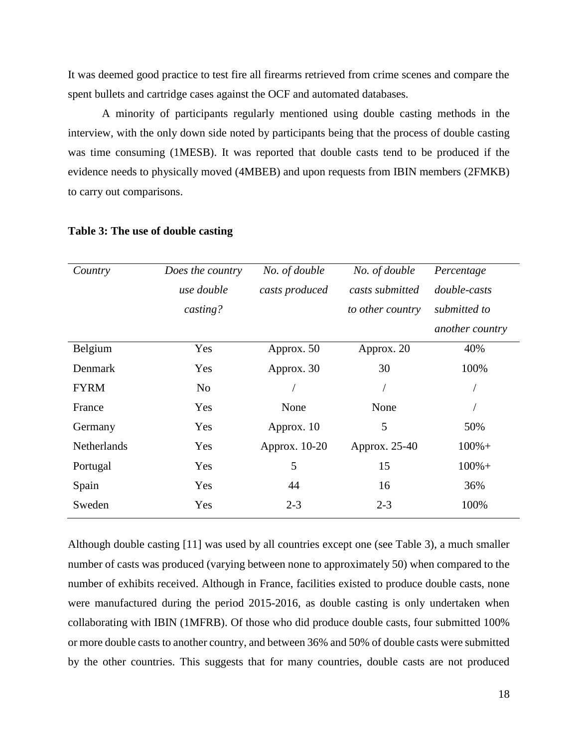It was deemed good practice to test fire all firearms retrieved from crime scenes and compare the spent bullets and cartridge cases against the OCF and automated databases.

A minority of participants regularly mentioned using double casting methods in the interview, with the only down side noted by participants being that the process of double casting was time consuming (1MESB). It was reported that double casts tend to be produced if the evidence needs to physically moved (4MBEB) and upon requests from IBIN members (2FMKB) to carry out comparisons.

**Table 3: The use of double casting**

| *Country* | *Does the country use double casting?* | *No. of double casts produced* | *No. of double casts submitted to other country* | *Percentage double-casts submitted to another country* |
|---|---|---|---|---|
| Belgium | Yes | Approx. 50 | Approx. 20 | 40% |
| Denmark | Yes | Approx. 30 | 30 | 100% |
| FYRM | No | / | / | / |
| France | Yes | None | None | / |
| Germany | Yes | Approx. 10 | 5 | 50% |
| Netherlands | Yes | Approx. 10-20 | Approx. 25-40 | 100%+ |
| Portugal | Yes | 5 | 15 | 100%+ |
| Spain | Yes | 44 | 16 | 36% |
| Sweden | Yes | 2-3 | 2-3 | 100% |

Although double casting [11] was used by all countries except one (see Table 3), a much smaller number of casts was produced (varying between none to approximately 50) when compared to the number of exhibits received. Although in France, facilities existed to produce double casts, none were manufactured during the period 2015-2016, as double casting is only undertaken when collaborating with IBIN (1MFRB). Of those who did produce double casts, four submitted 100% or more double casts to another country, and between 36% and 50% of double casts were submitted by the other countries. This suggests that for many countries, double casts are not produced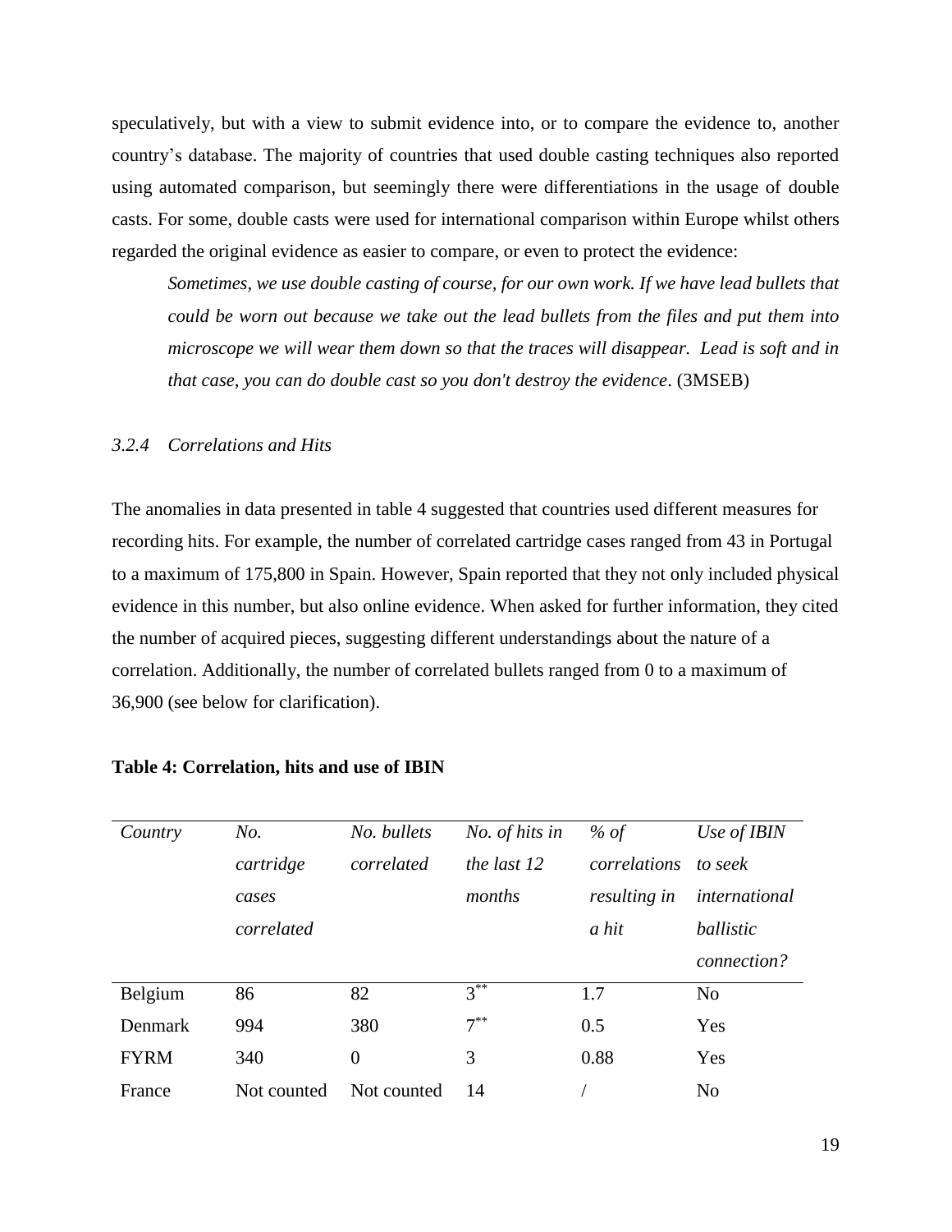speculatively, but with a view to submit evidence into, or to compare the evidence to, another country's database. The majority of countries that used double casting techniques also reported using automated comparison, but seemingly there were differentiations in the usage of double casts. For some, double casts were used for international comparison within Europe whilst others regarded the original evidence as easier to compare, or even to protect the evidence:

> *Sometimes, we use double casting of course, for our own work. If we have lead bullets that could be worn out because we take out the lead bullets from the files and put them into microscope we will wear them down so that the traces will disappear. Lead is soft and in that case, you can do double cast so you don't destroy the evidence*. (3MSEB)

### *3.2.4 Correlations and Hits*

The anomalies in data presented in table 4 suggested that countries used different measures for recording hits. For example, the number of correlated cartridge cases ranged from 43 in Portugal to a maximum of 175,800 in Spain. However, Spain reported that they not only included physical evidence in this number, but also online evidence. When asked for further information, they cited the number of acquired pieces, suggesting different understandings about the nature of a correlation. Additionally, the number of correlated bullets ranged from 0 to a maximum of 36,900 (see below for clarification).

**Table 4: Correlation, hits and use of IBIN**

| *Country* | *No. cartridge cases correlated* | *No. bullets correlated* | *No. of hits in the last 12 months* | *% of correlations resulting in a hit* | *Use of IBIN to seek international ballistic connection?* |
|---|---|---|---|---|---|
| Belgium | 86 | 82 | 3** | 1.7 | No |
| Denmark | 994 | 380 | 7** | 0.5 | Yes |
| FYRM | 340 | 0 | 3 | 0.88 | Yes |
| France | Not counted | Not counted | 14 | / | No |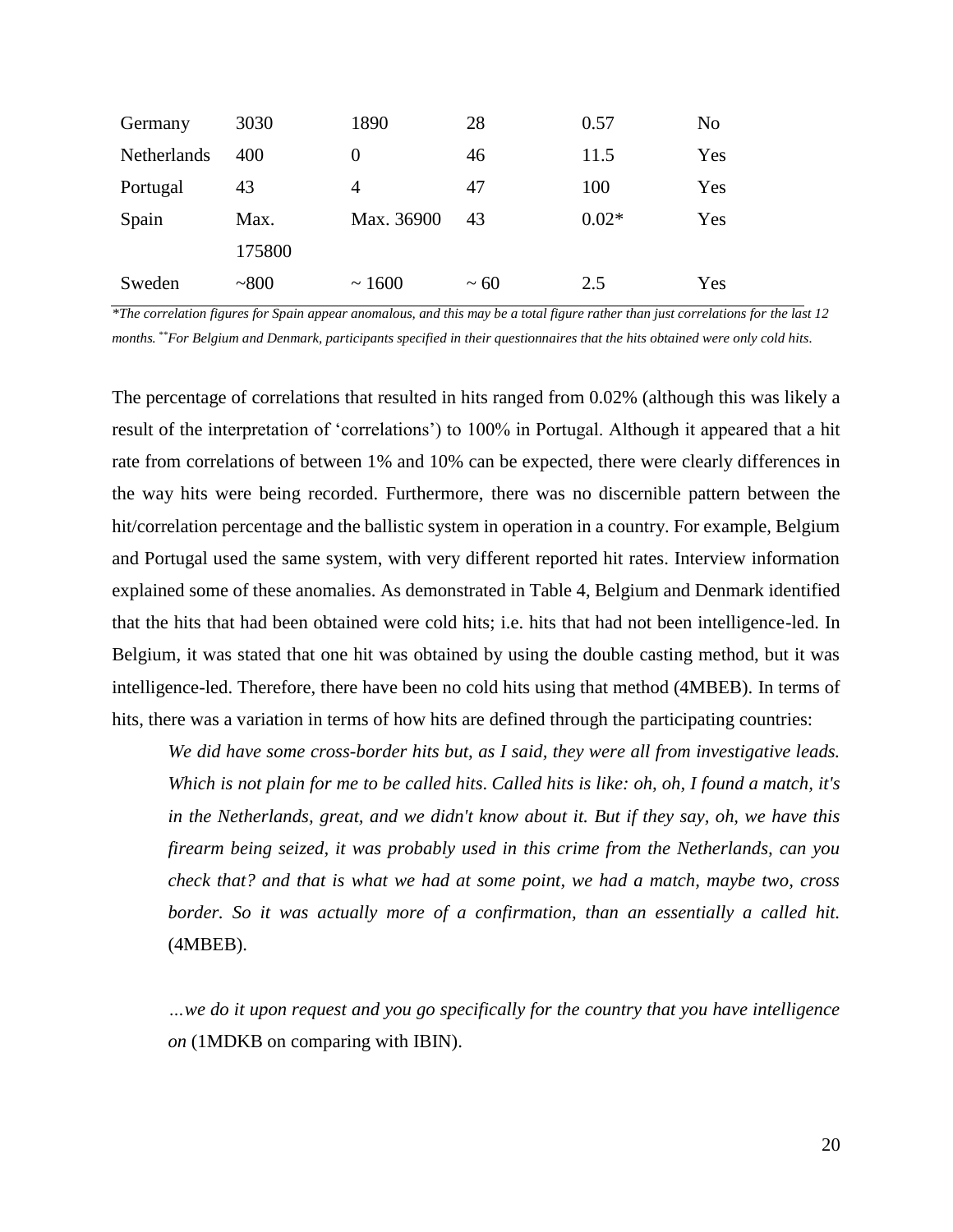| Germany | 3030 | 1890 | 28 | 0.57 | No |
|---|---|---|---|---|---|
| Netherlands | 400 | 0 | 46 | 11.5 | Yes |
| Portugal | 43 | 4 | 47 | 100 | Yes |
| Spain | Max. 175800 | Max. 36900 | 43 | 0.02* | Yes |
| Sweden | ~800 | ~ 1600 | ~ 60 | 2.5 | Yes |

*\*The correlation figures for Spain appear anomalous, and this may be a total figure rather than just correlations for the last 12 months. \*\*For Belgium and Denmark, participants specified in their questionnaires that the hits obtained were only cold hits.*

The percentage of correlations that resulted in hits ranged from 0.02% (although this was likely a result of the interpretation of 'correlations') to 100% in Portugal. Although it appeared that a hit rate from correlations of between 1% and 10% can be expected, there were clearly differences in the way hits were being recorded. Furthermore, there was no discernible pattern between the hit/correlation percentage and the ballistic system in operation in a country. For example, Belgium and Portugal used the same system, with very different reported hit rates. Interview information explained some of these anomalies. As demonstrated in Table 4, Belgium and Denmark identified that the hits that had been obtained were cold hits; i.e. hits that had not been intelligence-led. In Belgium, it was stated that one hit was obtained by using the double casting method, but it was intelligence-led. Therefore, there have been no cold hits using that method (4MBEB). In terms of hits, there was a variation in terms of how hits are defined through the participating countries:

> *We did have some cross-border hits but, as I said, they were all from investigative leads. Which is not plain for me to be called hits. Called hits is like: oh, oh, I found a match, it's in the Netherlands, great, and we didn't know about it. But if they say, oh, we have this firearm being seized, it was probably used in this crime from the Netherlands, can you check that? and that is what we had at some point, we had a match, maybe two, cross border. So it was actually more of a confirmation, than an essentially a called hit.* (4MBEB).
>
> *…we do it upon request and you go specifically for the country that you have intelligence on* (1MDKB on comparing with IBIN).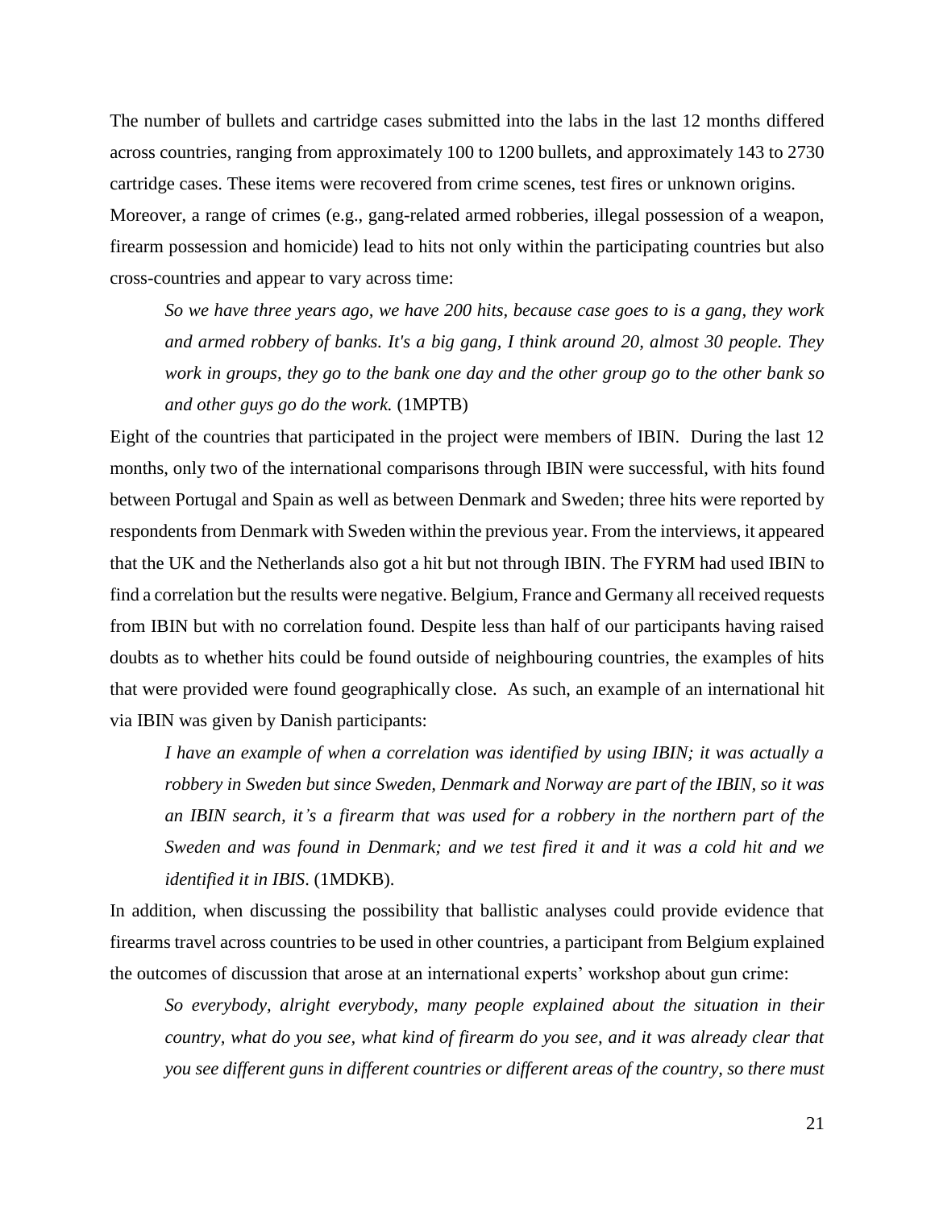The number of bullets and cartridge cases submitted into the labs in the last 12 months differed across countries, ranging from approximately 100 to 1200 bullets, and approximately 143 to 2730 cartridge cases. These items were recovered from crime scenes, test fires or unknown origins. Moreover, a range of crimes (e.g., gang-related armed robberies, illegal possession of a weapon, firearm possession and homicide) lead to hits not only within the participating countries but also cross-countries and appear to vary across time:

> *So we have three years ago, we have 200 hits, because case goes to is a gang, they work and armed robbery of banks. It's a big gang, I think around 20, almost 30 people. They work in groups, they go to the bank one day and the other group go to the other bank so and other guys go do the work.* (1MPTB)

Eight of the countries that participated in the project were members of IBIN. During the last 12 months, only two of the international comparisons through IBIN were successful, with hits found between Portugal and Spain as well as between Denmark and Sweden; three hits were reported by respondents from Denmark with Sweden within the previous year. From the interviews, it appeared that the UK and the Netherlands also got a hit but not through IBIN. The FYRM had used IBIN to find a correlation but the results were negative. Belgium, France and Germany all received requests from IBIN but with no correlation found. Despite less than half of our participants having raised doubts as to whether hits could be found outside of neighbouring countries, the examples of hits that were provided were found geographically close. As such, an example of an international hit via IBIN was given by Danish participants:

> *I have an example of when a correlation was identified by using IBIN; it was actually a robbery in Sweden but since Sweden, Denmark and Norway are part of the IBIN, so it was an IBIN search, it's a firearm that was used for a robbery in the northern part of the Sweden and was found in Denmark; and we test fired it and it was a cold hit and we identified it in IBIS*. (1MDKB).

In addition, when discussing the possibility that ballistic analyses could provide evidence that firearms travel across countries to be used in other countries, a participant from Belgium explained the outcomes of discussion that arose at an international experts' workshop about gun crime:

> *So everybody, alright everybody, many people explained about the situation in their country, what do you see, what kind of firearm do you see, and it was already clear that you see different guns in different countries or different areas of the country, so there must*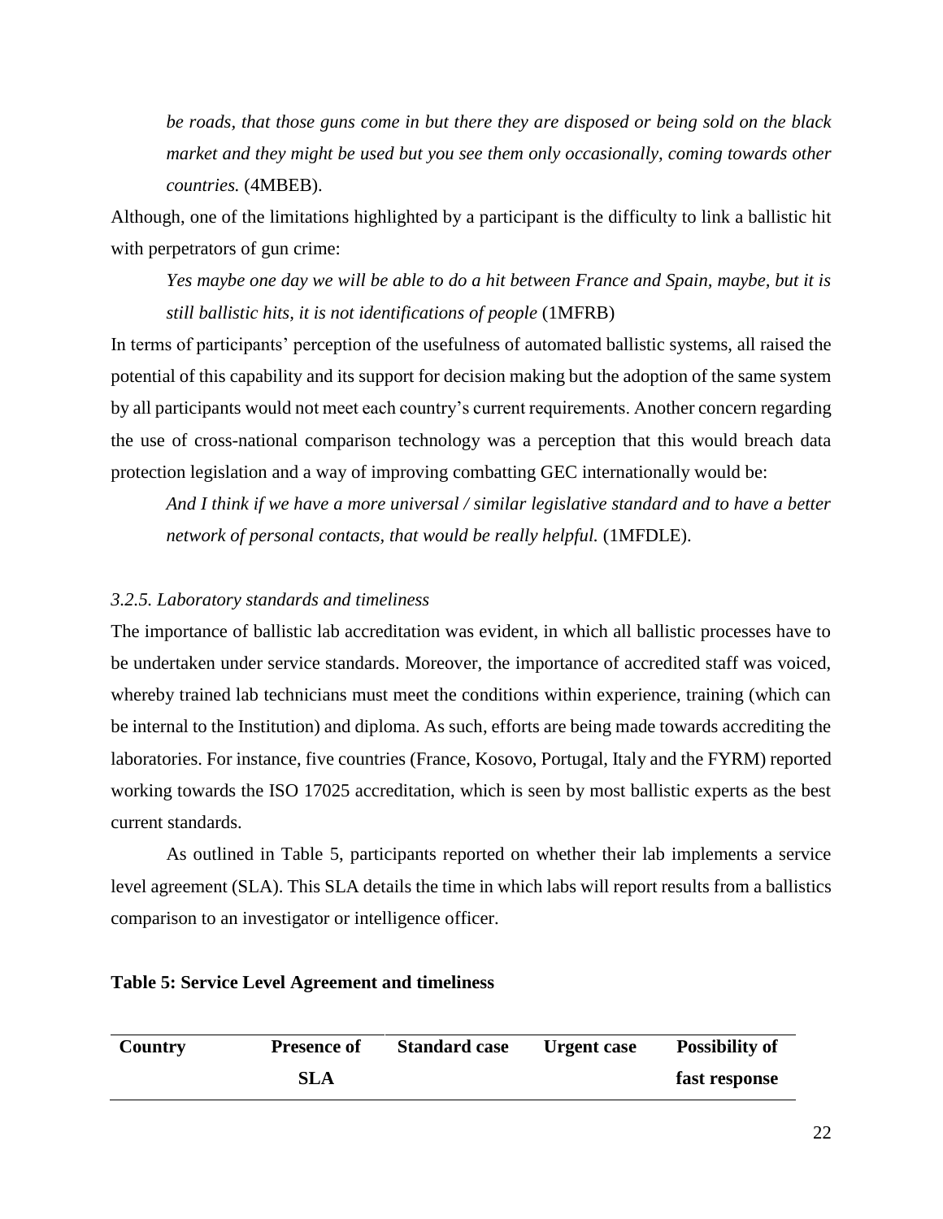*be roads, that those guns come in but there they are disposed or being sold on the black market and they might be used but you see them only occasionally, coming towards other countries.* (4MBEB).

Although, one of the limitations highlighted by a participant is the difficulty to link a ballistic hit with perpetrators of gun crime:

*Yes maybe one day we will be able to do a hit between France and Spain, maybe, but it is still ballistic hits, it is not identifications of people* (1MFRB)

In terms of participants' perception of the usefulness of automated ballistic systems, all raised the potential of this capability and its support for decision making but the adoption of the same system by all participants would not meet each country's current requirements. Another concern regarding the use of cross-national comparison technology was a perception that this would breach data protection legislation and a way of improving combatting GEC internationally would be:

*And I think if we have a more universal / similar legislative standard and to have a better network of personal contacts, that would be really helpful.* (1MFDLE).

### *3.2.5. Laboratory standards and timeliness*

The importance of ballistic lab accreditation was evident, in which all ballistic processes have to be undertaken under service standards. Moreover, the importance of accredited staff was voiced, whereby trained lab technicians must meet the conditions within experience, training (which can be internal to the Institution) and diploma. As such, efforts are being made towards accrediting the laboratories. For instance, five countries (France, Kosovo, Portugal, Italy and the FYRM) reported working towards the ISO 17025 accreditation, which is seen by most ballistic experts as the best current standards.

As outlined in Table 5, participants reported on whether their lab implements a service level agreement (SLA). This SLA details the time in which labs will report results from a ballistics comparison to an investigator or intelligence officer.

**Table 5: Service Level Agreement and timeliness**

| Country | Presence of SLA | Standard case | Urgent case | Possibility of fast response |
|---|---|---|---|---|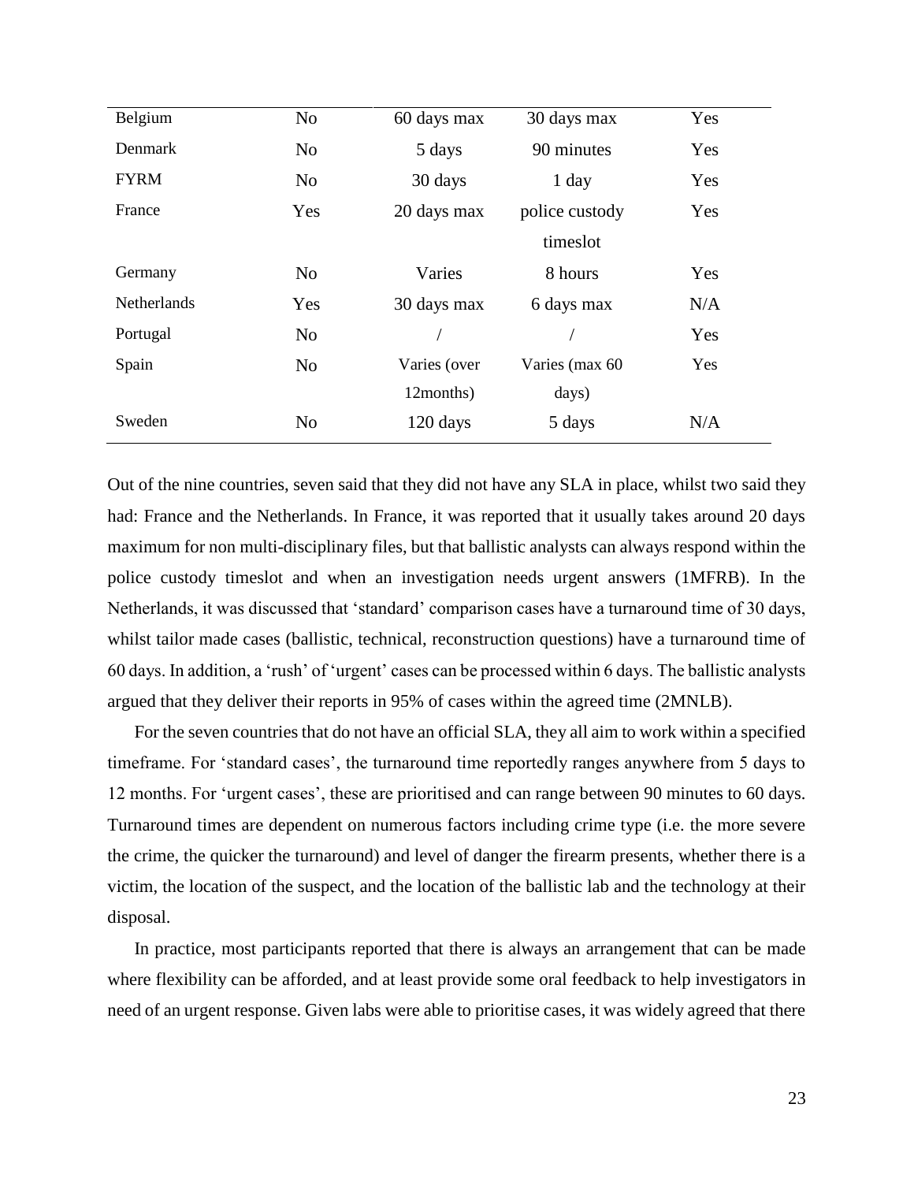| | | | | |
|---|---|---|---|---|
| Belgium | No | 60 days max | 30 days max | Yes |
| Denmark | No | 5 days | 90 minutes | Yes |
| FYRM | No | 30 days | 1 day | Yes |
| France | Yes | 20 days max | police custody timeslot | Yes |
| Germany | No | Varies | 8 hours | Yes |
| Netherlands | Yes | 30 days max | 6 days max | N/A |
| Portugal | No | / | / | Yes |
| Spain | No | Varies (over 12months) | Varies (max 60 days) | Yes |
| Sweden | No | 120 days | 5 days | N/A |

Out of the nine countries, seven said that they did not have any SLA in place, whilst two said they had: France and the Netherlands. In France, it was reported that it usually takes around 20 days maximum for non multi-disciplinary files, but that ballistic analysts can always respond within the police custody timeslot and when an investigation needs urgent answers (1MFRB). In the Netherlands, it was discussed that 'standard' comparison cases have a turnaround time of 30 days, whilst tailor made cases (ballistic, technical, reconstruction questions) have a turnaround time of 60 days. In addition, a 'rush' of 'urgent' cases can be processed within 6 days. The ballistic analysts argued that they deliver their reports in 95% of cases within the agreed time (2MNLB).

For the seven countries that do not have an official SLA, they all aim to work within a specified timeframe. For 'standard cases', the turnaround time reportedly ranges anywhere from 5 days to 12 months. For 'urgent cases', these are prioritised and can range between 90 minutes to 60 days. Turnaround times are dependent on numerous factors including crime type (i.e. the more severe the crime, the quicker the turnaround) and level of danger the firearm presents, whether there is a victim, the location of the suspect, and the location of the ballistic lab and the technology at their disposal.

In practice, most participants reported that there is always an arrangement that can be made where flexibility can be afforded, and at least provide some oral feedback to help investigators in need of an urgent response. Given labs were able to prioritise cases, it was widely agreed that there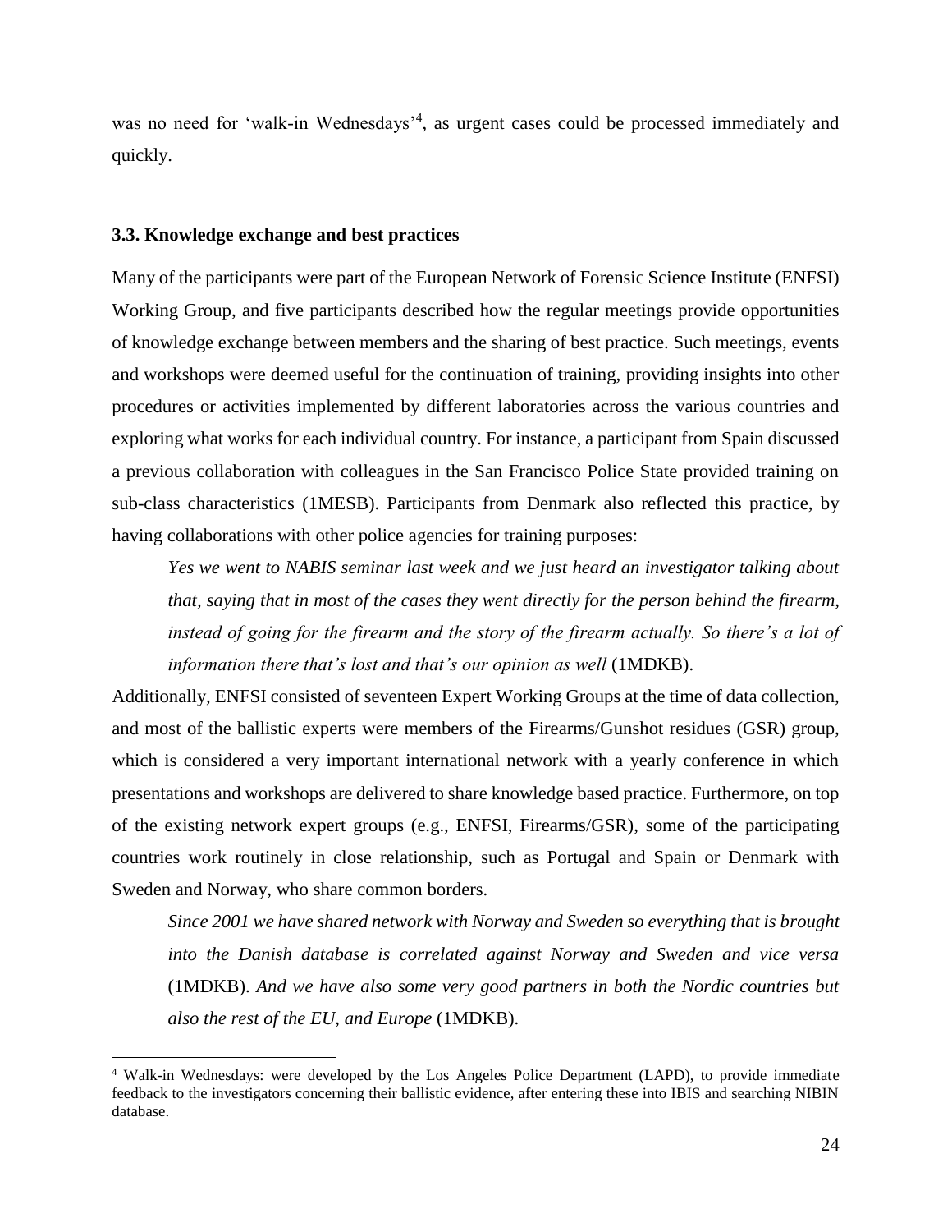was no need for 'walk-in Wednesdays'[4], as urgent cases could be processed immediately and quickly.

### 3.3. Knowledge exchange and best practices

Many of the participants were part of the European Network of Forensic Science Institute (ENFSI) Working Group, and five participants described how the regular meetings provide opportunities of knowledge exchange between members and the sharing of best practice. Such meetings, events and workshops were deemed useful for the continuation of training, providing insights into other procedures or activities implemented by different laboratories across the various countries and exploring what works for each individual country. For instance, a participant from Spain discussed a previous collaboration with colleagues in the San Francisco Police State provided training on sub-class characteristics (1MESB). Participants from Denmark also reflected this practice, by having collaborations with other police agencies for training purposes:

> *Yes we went to NABIS seminar last week and we just heard an investigator talking about that, saying that in most of the cases they went directly for the person behind the firearm, instead of going for the firearm and the story of the firearm actually. So there's a lot of information there that's lost and that's our opinion as well* (1MDKB).

Additionally, ENFSI consisted of seventeen Expert Working Groups at the time of data collection, and most of the ballistic experts were members of the Firearms/Gunshot residues (GSR) group, which is considered a very important international network with a yearly conference in which presentations and workshops are delivered to share knowledge based practice. Furthermore, on top of the existing network expert groups (e.g., ENFSI, Firearms/GSR), some of the participating countries work routinely in close relationship, such as Portugal and Spain or Denmark with Sweden and Norway, who share common borders.

> *Since 2001 we have shared network with Norway and Sweden so everything that is brought into the Danish database is correlated against Norway and Sweden and vice versa* (1MDKB). *And we have also some very good partners in both the Nordic countries but also the rest of the EU, and Europe* (1MDKB).

[4] Walk-in Wednesdays: were developed by the Los Angeles Police Department (LAPD), to provide immediate feedback to the investigators concerning their ballistic evidence, after entering these into IBIS and searching NIBIN database.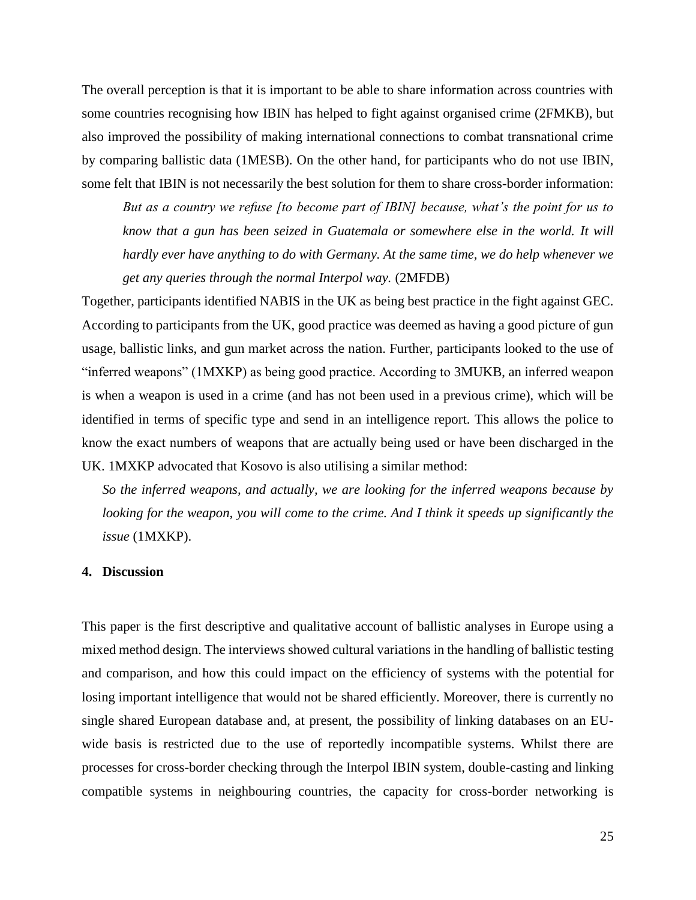The overall perception is that it is important to be able to share information across countries with some countries recognising how IBIN has helped to fight against organised crime (2FMKB), but also improved the possibility of making international connections to combat transnational crime by comparing ballistic data (1MESB). On the other hand, for participants who do not use IBIN, some felt that IBIN is not necessarily the best solution for them to share cross-border information:

> *But as a country we refuse [to become part of IBIN] because, what's the point for us to know that a gun has been seized in Guatemala or somewhere else in the world. It will hardly ever have anything to do with Germany. At the same time, we do help whenever we get any queries through the normal Interpol way.* (2MFDB)

Together, participants identified NABIS in the UK as being best practice in the fight against GEC. According to participants from the UK, good practice was deemed as having a good picture of gun usage, ballistic links, and gun market across the nation. Further, participants looked to the use of "inferred weapons" (1MXKP) as being good practice. According to 3MUKB, an inferred weapon is when a weapon is used in a crime (and has not been used in a previous crime), which will be identified in terms of specific type and send in an intelligence report. This allows the police to know the exact numbers of weapons that are actually being used or have been discharged in the UK. 1MXKP advocated that Kosovo is also utilising a similar method:

> *So the inferred weapons, and actually, we are looking for the inferred weapons because by looking for the weapon, you will come to the crime. And I think it speeds up significantly the issue* (1MXKP).

## 4. Discussion

This paper is the first descriptive and qualitative account of ballistic analyses in Europe using a mixed method design. The interviews showed cultural variations in the handling of ballistic testing and comparison, and how this could impact on the efficiency of systems with the potential for losing important intelligence that would not be shared efficiently. Moreover, there is currently no single shared European database and, at present, the possibility of linking databases on an EU-wide basis is restricted due to the use of reportedly incompatible systems. Whilst there are processes for cross-border checking through the Interpol IBIN system, double-casting and linking compatible systems in neighbouring countries, the capacity for cross-border networking is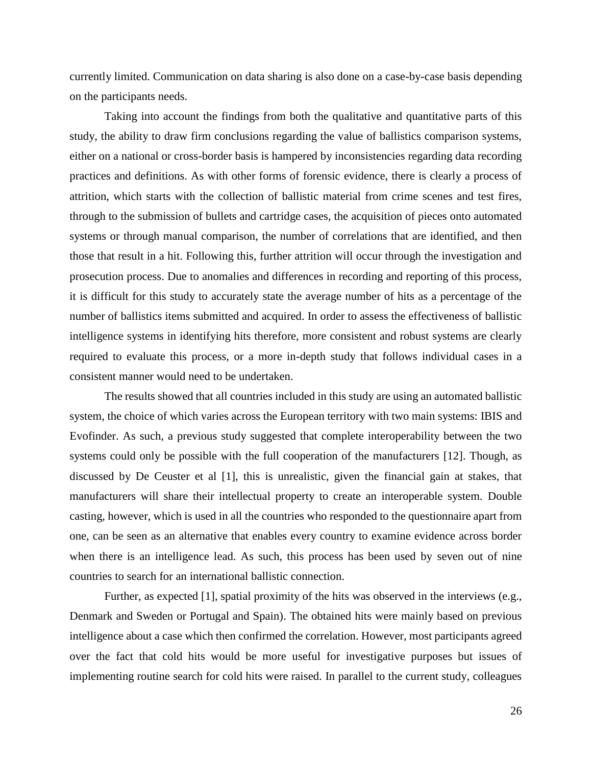currently limited. Communication on data sharing is also done on a case-by-case basis depending on the participants needs.

Taking into account the findings from both the qualitative and quantitative parts of this study, the ability to draw firm conclusions regarding the value of ballistics comparison systems, either on a national or cross-border basis is hampered by inconsistencies regarding data recording practices and definitions. As with other forms of forensic evidence, there is clearly a process of attrition, which starts with the collection of ballistic material from crime scenes and test fires, through to the submission of bullets and cartridge cases, the acquisition of pieces onto automated systems or through manual comparison, the number of correlations that are identified, and then those that result in a hit. Following this, further attrition will occur through the investigation and prosecution process. Due to anomalies and differences in recording and reporting of this process, it is difficult for this study to accurately state the average number of hits as a percentage of the number of ballistics items submitted and acquired. In order to assess the effectiveness of ballistic intelligence systems in identifying hits therefore, more consistent and robust systems are clearly required to evaluate this process, or a more in-depth study that follows individual cases in a consistent manner would need to be undertaken.

The results showed that all countries included in this study are using an automated ballistic system, the choice of which varies across the European territory with two main systems: IBIS and Evofinder. As such, a previous study suggested that complete interoperability between the two systems could only be possible with the full cooperation of the manufacturers [12]. Though, as discussed by De Ceuster et al [1], this is unrealistic, given the financial gain at stakes, that manufacturers will share their intellectual property to create an interoperable system. Double casting, however, which is used in all the countries who responded to the questionnaire apart from one, can be seen as an alternative that enables every country to examine evidence across border when there is an intelligence lead. As such, this process has been used by seven out of nine countries to search for an international ballistic connection.

Further, as expected [1], spatial proximity of the hits was observed in the interviews (e.g., Denmark and Sweden or Portugal and Spain). The obtained hits were mainly based on previous intelligence about a case which then confirmed the correlation. However, most participants agreed over the fact that cold hits would be more useful for investigative purposes but issues of implementing routine search for cold hits were raised. In parallel to the current study, colleagues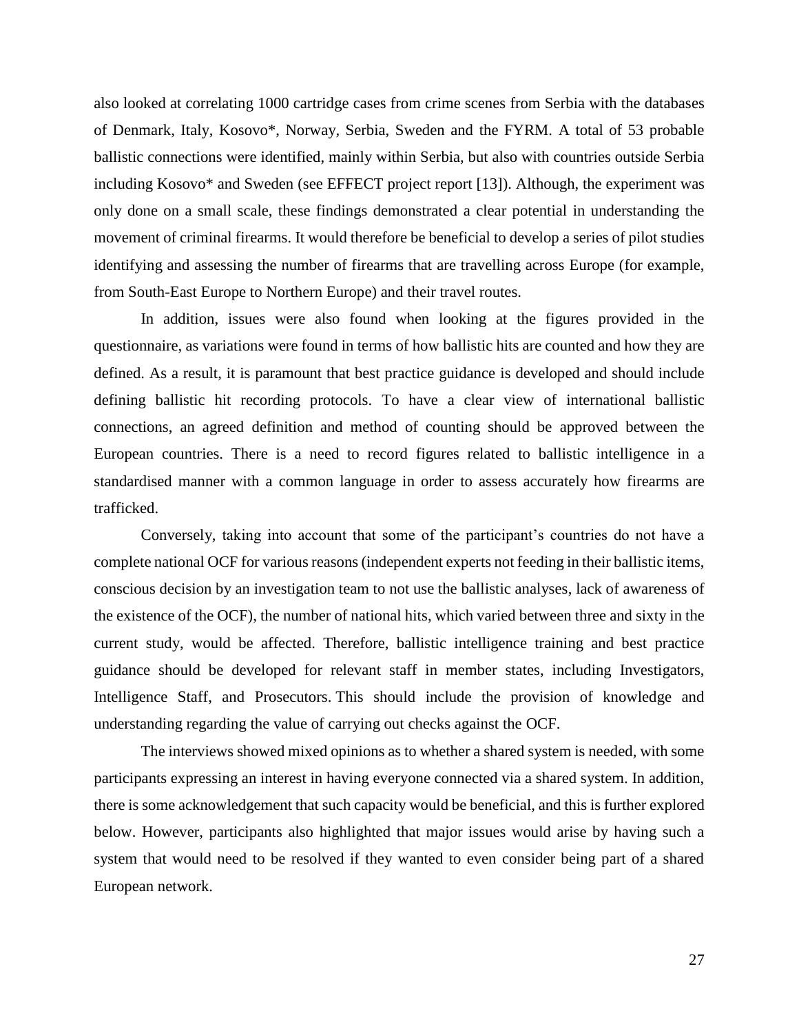also looked at correlating 1000 cartridge cases from crime scenes from Serbia with the databases of Denmark, Italy, Kosovo*, Norway, Serbia, Sweden and the FYRM. A total of 53 probable ballistic connections were identified, mainly within Serbia, but also with countries outside Serbia including Kosovo* and Sweden (see EFFECT project report [13]). Although, the experiment was only done on a small scale, these findings demonstrated a clear potential in understanding the movement of criminal firearms. It would therefore be beneficial to develop a series of pilot studies identifying and assessing the number of firearms that are travelling across Europe (for example, from South-East Europe to Northern Europe) and their travel routes.

In addition, issues were also found when looking at the figures provided in the questionnaire, as variations were found in terms of how ballistic hits are counted and how they are defined. As a result, it is paramount that best practice guidance is developed and should include defining ballistic hit recording protocols. To have a clear view of international ballistic connections, an agreed definition and method of counting should be approved between the European countries. There is a need to record figures related to ballistic intelligence in a standardised manner with a common language in order to assess accurately how firearms are trafficked.

Conversely, taking into account that some of the participant's countries do not have a complete national OCF for various reasons (independent experts not feeding in their ballistic items, conscious decision by an investigation team to not use the ballistic analyses, lack of awareness of the existence of the OCF), the number of national hits, which varied between three and sixty in the current study, would be affected. Therefore, ballistic intelligence training and best practice guidance should be developed for relevant staff in member states, including Investigators, Intelligence Staff, and Prosecutors. This should include the provision of knowledge and understanding regarding the value of carrying out checks against the OCF.

The interviews showed mixed opinions as to whether a shared system is needed, with some participants expressing an interest in having everyone connected via a shared system. In addition, there is some acknowledgement that such capacity would be beneficial, and this is further explored below. However, participants also highlighted that major issues would arise by having such a system that would need to be resolved if they wanted to even consider being part of a shared European network.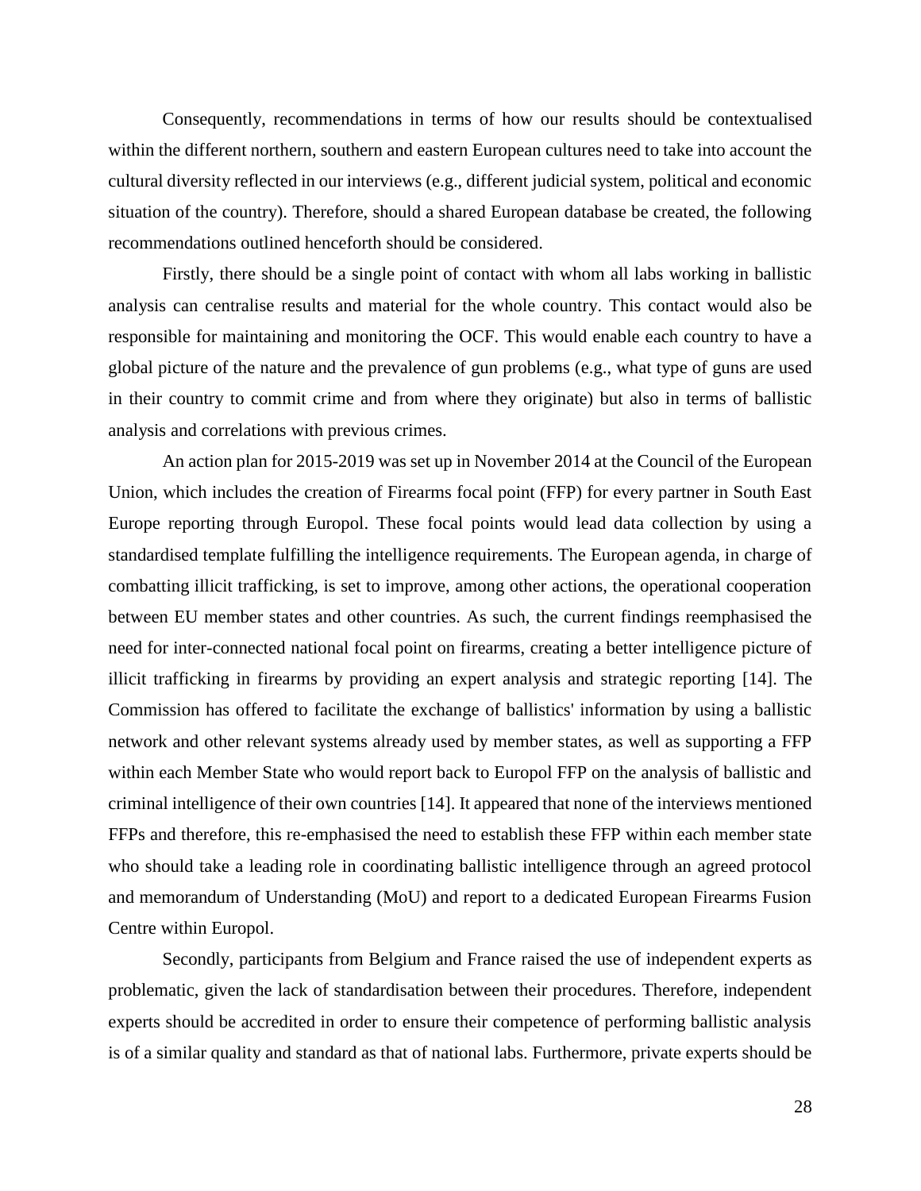Consequently, recommendations in terms of how our results should be contextualised within the different northern, southern and eastern European cultures need to take into account the cultural diversity reflected in our interviews (e.g., different judicial system, political and economic situation of the country). Therefore, should a shared European database be created, the following recommendations outlined henceforth should be considered.

Firstly, there should be a single point of contact with whom all labs working in ballistic analysis can centralise results and material for the whole country. This contact would also be responsible for maintaining and monitoring the OCF. This would enable each country to have a global picture of the nature and the prevalence of gun problems (e.g., what type of guns are used in their country to commit crime and from where they originate) but also in terms of ballistic analysis and correlations with previous crimes.

An action plan for 2015-2019 was set up in November 2014 at the Council of the European Union, which includes the creation of Firearms focal point (FFP) for every partner in South East Europe reporting through Europol. These focal points would lead data collection by using a standardised template fulfilling the intelligence requirements. The European agenda, in charge of combatting illicit trafficking, is set to improve, among other actions, the operational cooperation between EU member states and other countries. As such, the current findings reemphasised the need for inter-connected national focal point on firearms, creating a better intelligence picture of illicit trafficking in firearms by providing an expert analysis and strategic reporting [14]. The Commission has offered to facilitate the exchange of ballistics' information by using a ballistic network and other relevant systems already used by member states, as well as supporting a FFP within each Member State who would report back to Europol FFP on the analysis of ballistic and criminal intelligence of their own countries [14]. It appeared that none of the interviews mentioned FFPs and therefore, this re-emphasised the need to establish these FFP within each member state who should take a leading role in coordinating ballistic intelligence through an agreed protocol and memorandum of Understanding (MoU) and report to a dedicated European Firearms Fusion Centre within Europol.

Secondly, participants from Belgium and France raised the use of independent experts as problematic, given the lack of standardisation between their procedures. Therefore, independent experts should be accredited in order to ensure their competence of performing ballistic analysis is of a similar quality and standard as that of national labs. Furthermore, private experts should be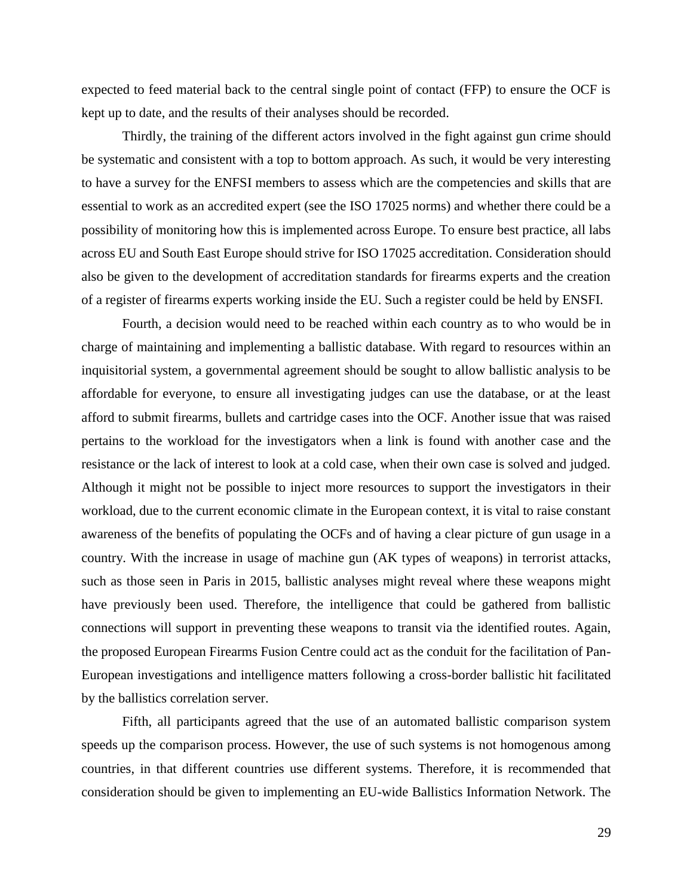expected to feed material back to the central single point of contact (FFP) to ensure the OCF is kept up to date, and the results of their analyses should be recorded.

Thirdly, the training of the different actors involved in the fight against gun crime should be systematic and consistent with a top to bottom approach. As such, it would be very interesting to have a survey for the ENFSI members to assess which are the competencies and skills that are essential to work as an accredited expert (see the ISO 17025 norms) and whether there could be a possibility of monitoring how this is implemented across Europe. To ensure best practice, all labs across EU and South East Europe should strive for ISO 17025 accreditation. Consideration should also be given to the development of accreditation standards for firearms experts and the creation of a register of firearms experts working inside the EU. Such a register could be held by ENSFI.

Fourth, a decision would need to be reached within each country as to who would be in charge of maintaining and implementing a ballistic database. With regard to resources within an inquisitorial system, a governmental agreement should be sought to allow ballistic analysis to be affordable for everyone, to ensure all investigating judges can use the database, or at the least afford to submit firearms, bullets and cartridge cases into the OCF. Another issue that was raised pertains to the workload for the investigators when a link is found with another case and the resistance or the lack of interest to look at a cold case, when their own case is solved and judged. Although it might not be possible to inject more resources to support the investigators in their workload, due to the current economic climate in the European context, it is vital to raise constant awareness of the benefits of populating the OCFs and of having a clear picture of gun usage in a country. With the increase in usage of machine gun (AK types of weapons) in terrorist attacks, such as those seen in Paris in 2015, ballistic analyses might reveal where these weapons might have previously been used. Therefore, the intelligence that could be gathered from ballistic connections will support in preventing these weapons to transit via the identified routes. Again, the proposed European Firearms Fusion Centre could act as the conduit for the facilitation of Pan-European investigations and intelligence matters following a cross-border ballistic hit facilitated by the ballistics correlation server.

Fifth, all participants agreed that the use of an automated ballistic comparison system speeds up the comparison process. However, the use of such systems is not homogenous among countries, in that different countries use different systems. Therefore, it is recommended that consideration should be given to implementing an EU-wide Ballistics Information Network. The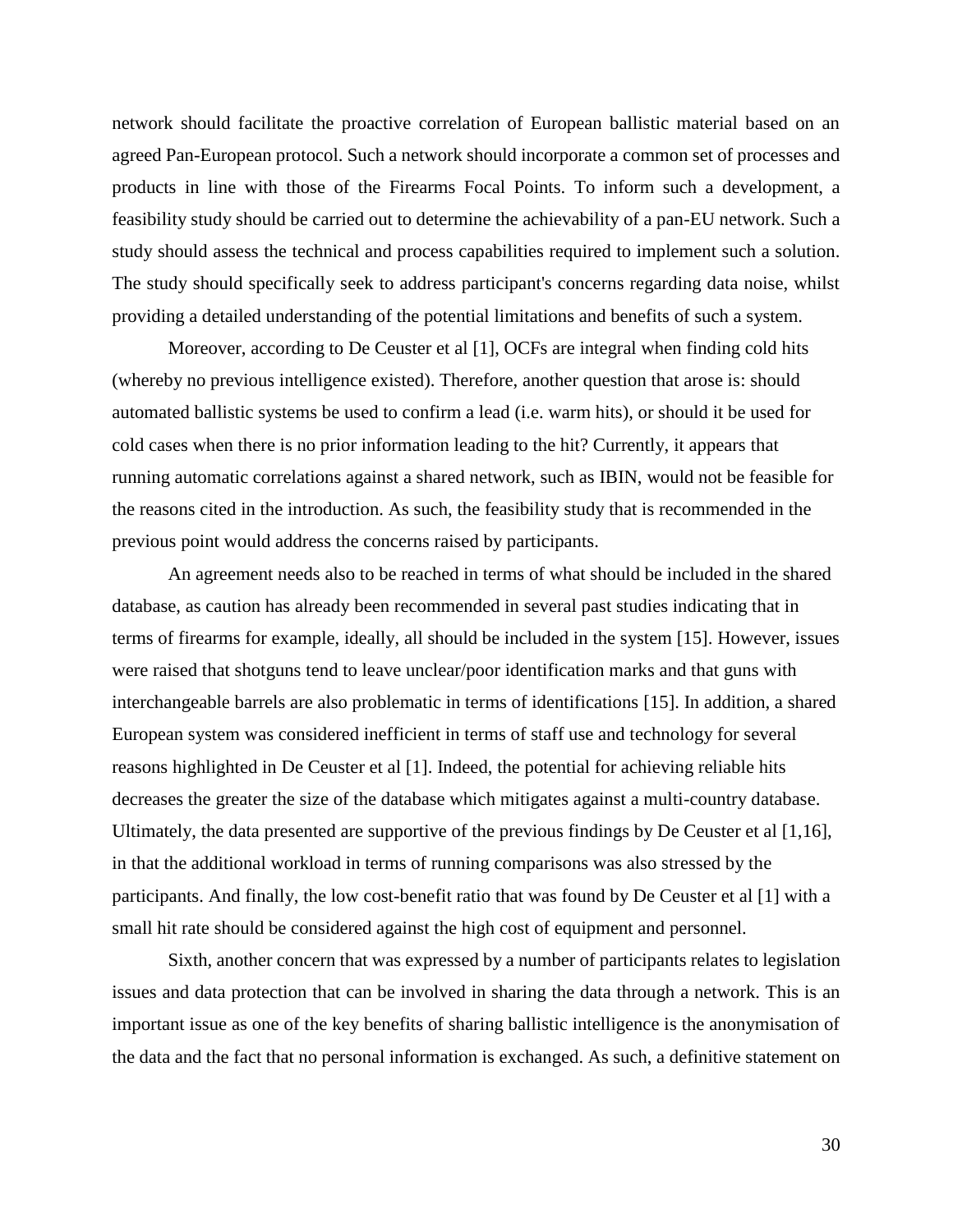network should facilitate the proactive correlation of European ballistic material based on an agreed Pan-European protocol. Such a network should incorporate a common set of processes and products in line with those of the Firearms Focal Points. To inform such a development, a feasibility study should be carried out to determine the achievability of a pan-EU network. Such a study should assess the technical and process capabilities required to implement such a solution. The study should specifically seek to address participant's concerns regarding data noise, whilst providing a detailed understanding of the potential limitations and benefits of such a system.

Moreover, according to De Ceuster et al [1], OCFs are integral when finding cold hits (whereby no previous intelligence existed). Therefore, another question that arose is: should automated ballistic systems be used to confirm a lead (i.e. warm hits), or should it be used for cold cases when there is no prior information leading to the hit? Currently, it appears that running automatic correlations against a shared network, such as IBIN, would not be feasible for the reasons cited in the introduction. As such, the feasibility study that is recommended in the previous point would address the concerns raised by participants.

An agreement needs also to be reached in terms of what should be included in the shared database, as caution has already been recommended in several past studies indicating that in terms of firearms for example, ideally, all should be included in the system [15]. However, issues were raised that shotguns tend to leave unclear/poor identification marks and that guns with interchangeable barrels are also problematic in terms of identifications [15]. In addition, a shared European system was considered inefficient in terms of staff use and technology for several reasons highlighted in De Ceuster et al [1]. Indeed, the potential for achieving reliable hits decreases the greater the size of the database which mitigates against a multi-country database. Ultimately, the data presented are supportive of the previous findings by De Ceuster et al [1,16], in that the additional workload in terms of running comparisons was also stressed by the participants. And finally, the low cost-benefit ratio that was found by De Ceuster et al [1] with a small hit rate should be considered against the high cost of equipment and personnel.

Sixth, another concern that was expressed by a number of participants relates to legislation issues and data protection that can be involved in sharing the data through a network. This is an important issue as one of the key benefits of sharing ballistic intelligence is the anonymisation of the data and the fact that no personal information is exchanged. As such, a definitive statement on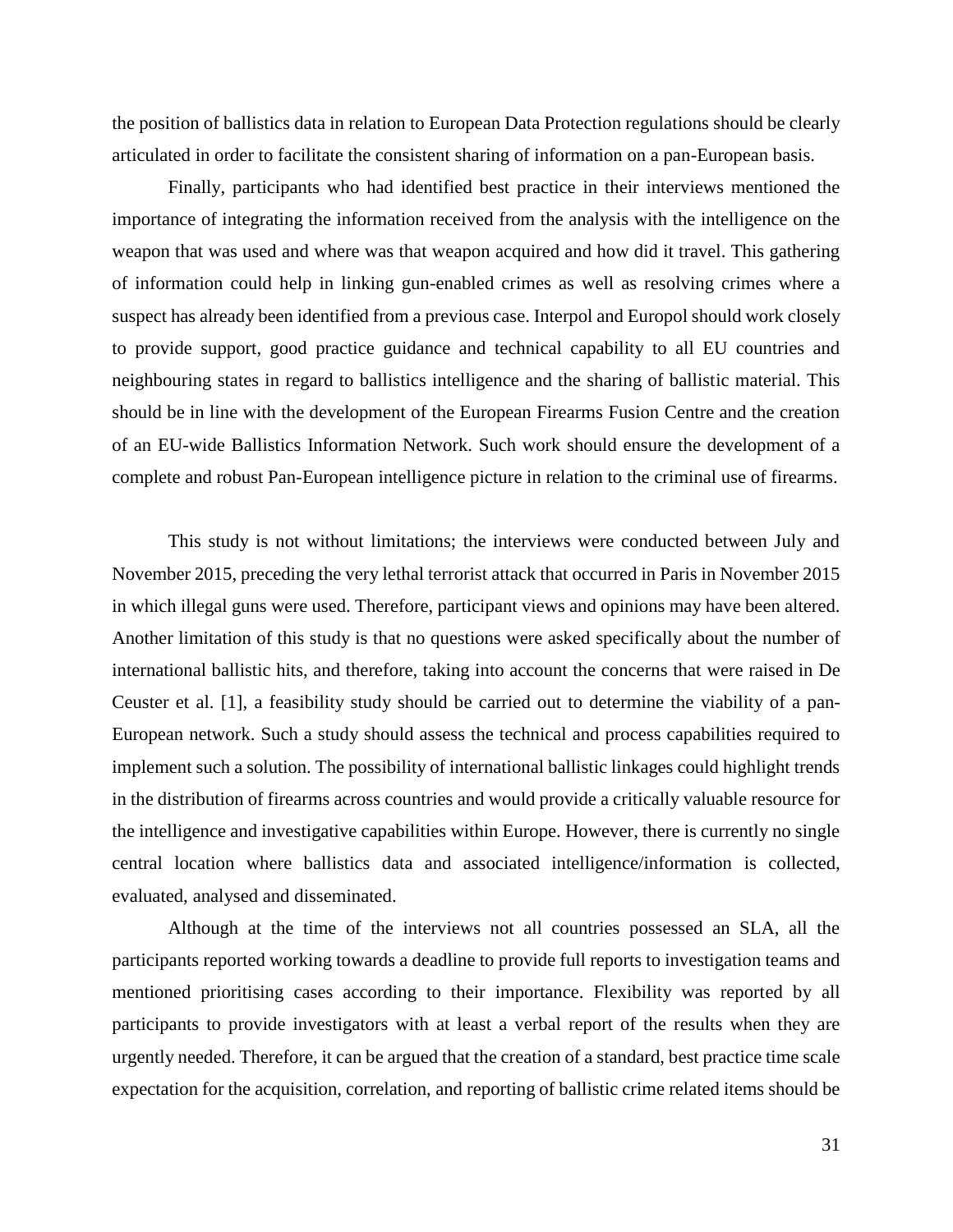the position of ballistics data in relation to European Data Protection regulations should be clearly articulated in order to facilitate the consistent sharing of information on a pan-European basis.

Finally, participants who had identified best practice in their interviews mentioned the importance of integrating the information received from the analysis with the intelligence on the weapon that was used and where was that weapon acquired and how did it travel. This gathering of information could help in linking gun-enabled crimes as well as resolving crimes where a suspect has already been identified from a previous case. Interpol and Europol should work closely to provide support, good practice guidance and technical capability to all EU countries and neighbouring states in regard to ballistics intelligence and the sharing of ballistic material. This should be in line with the development of the European Firearms Fusion Centre and the creation of an EU-wide Ballistics Information Network. Such work should ensure the development of a complete and robust Pan-European intelligence picture in relation to the criminal use of firearms.

This study is not without limitations; the interviews were conducted between July and November 2015, preceding the very lethal terrorist attack that occurred in Paris in November 2015 in which illegal guns were used. Therefore, participant views and opinions may have been altered. Another limitation of this study is that no questions were asked specifically about the number of international ballistic hits, and therefore, taking into account the concerns that were raised in De Ceuster et al. [1], a feasibility study should be carried out to determine the viability of a pan-European network. Such a study should assess the technical and process capabilities required to implement such a solution. The possibility of international ballistic linkages could highlight trends in the distribution of firearms across countries and would provide a critically valuable resource for the intelligence and investigative capabilities within Europe. However, there is currently no single central location where ballistics data and associated intelligence/information is collected, evaluated, analysed and disseminated.

Although at the time of the interviews not all countries possessed an SLA, all the participants reported working towards a deadline to provide full reports to investigation teams and mentioned prioritising cases according to their importance. Flexibility was reported by all participants to provide investigators with at least a verbal report of the results when they are urgently needed. Therefore, it can be argued that the creation of a standard, best practice time scale expectation for the acquisition, correlation, and reporting of ballistic crime related items should be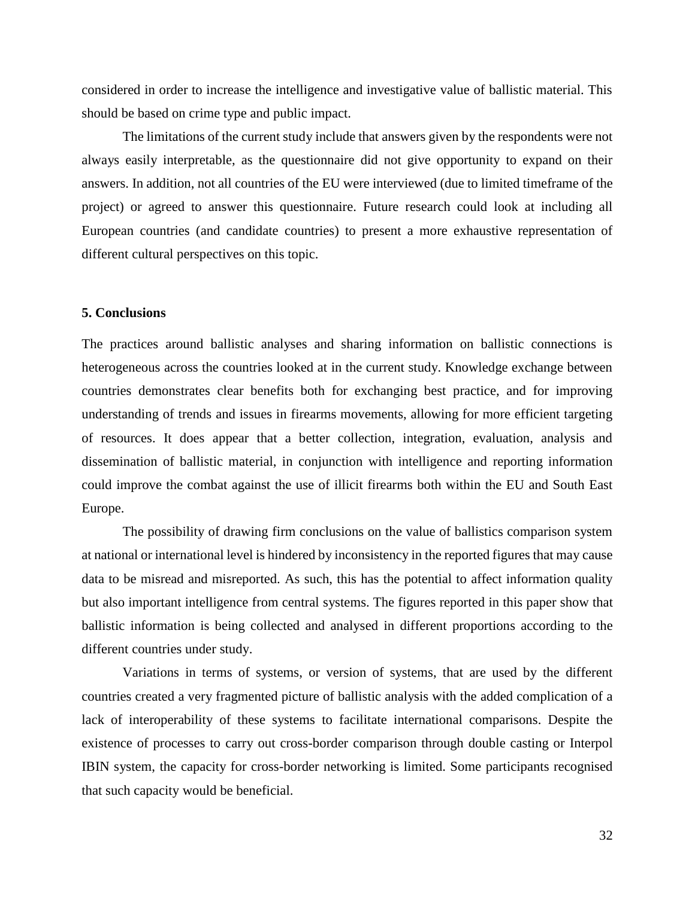considered in order to increase the intelligence and investigative value of ballistic material. This should be based on crime type and public impact.

The limitations of the current study include that answers given by the respondents were not always easily interpretable, as the questionnaire did not give opportunity to expand on their answers. In addition, not all countries of the EU were interviewed (due to limited timeframe of the project) or agreed to answer this questionnaire. Future research could look at including all European countries (and candidate countries) to present a more exhaustive representation of different cultural perspectives on this topic.

## 5. Conclusions

The practices around ballistic analyses and sharing information on ballistic connections is heterogeneous across the countries looked at in the current study. Knowledge exchange between countries demonstrates clear benefits both for exchanging best practice, and for improving understanding of trends and issues in firearms movements, allowing for more efficient targeting of resources. It does appear that a better collection, integration, evaluation, analysis and dissemination of ballistic material, in conjunction with intelligence and reporting information could improve the combat against the use of illicit firearms both within the EU and South East Europe.

The possibility of drawing firm conclusions on the value of ballistics comparison system at national or international level is hindered by inconsistency in the reported figures that may cause data to be misread and misreported. As such, this has the potential to affect information quality but also important intelligence from central systems. The figures reported in this paper show that ballistic information is being collected and analysed in different proportions according to the different countries under study.

Variations in terms of systems, or version of systems, that are used by the different countries created a very fragmented picture of ballistic analysis with the added complication of a lack of interoperability of these systems to facilitate international comparisons. Despite the existence of processes to carry out cross-border comparison through double casting or Interpol IBIN system, the capacity for cross-border networking is limited. Some participants recognised that such capacity would be beneficial.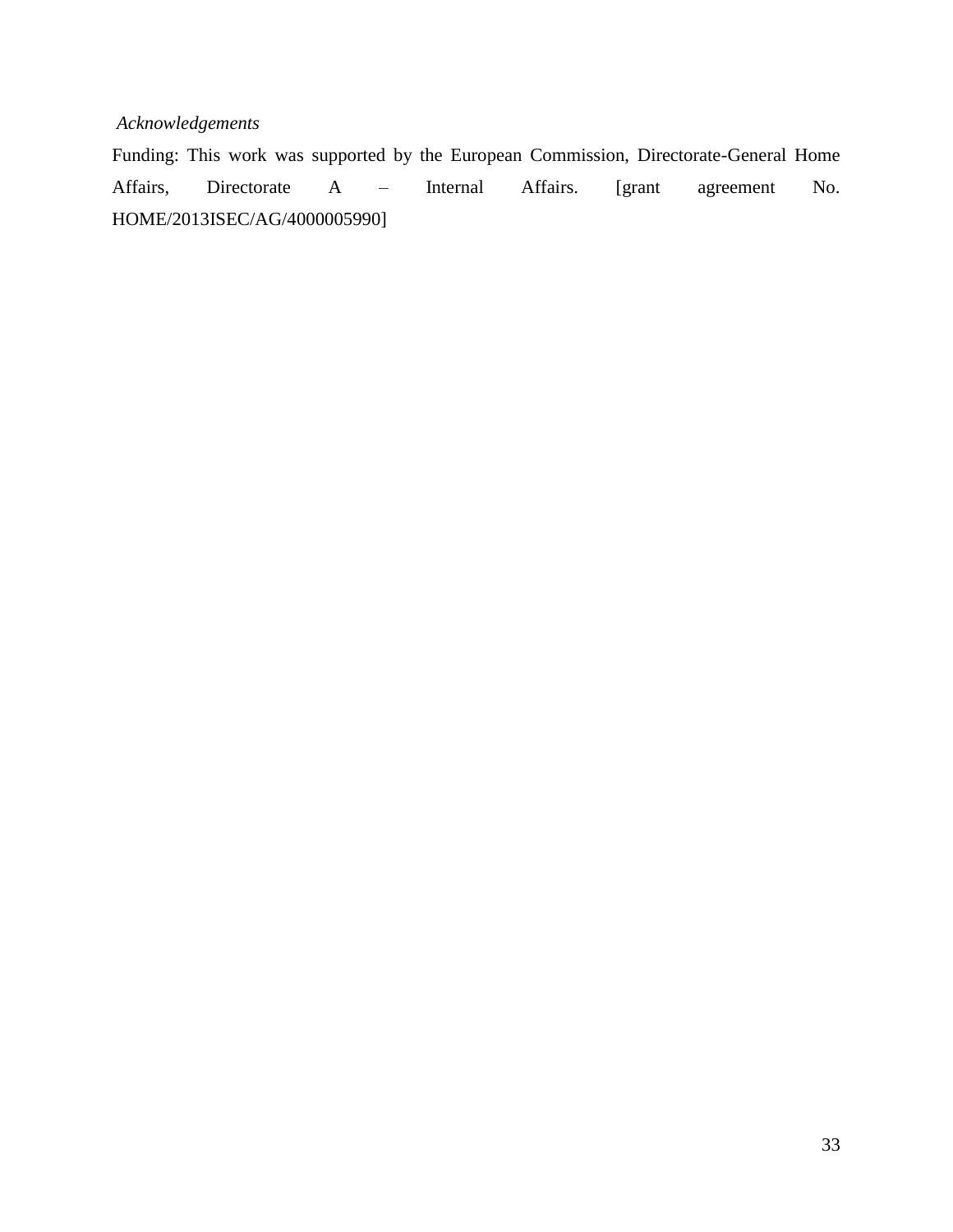*Acknowledgements*

Funding: This work was supported by the European Commission, Directorate-General Home Affairs, Directorate A – Internal Affairs. [grant agreement No. HOME/2013ISEC/AG/4000005990]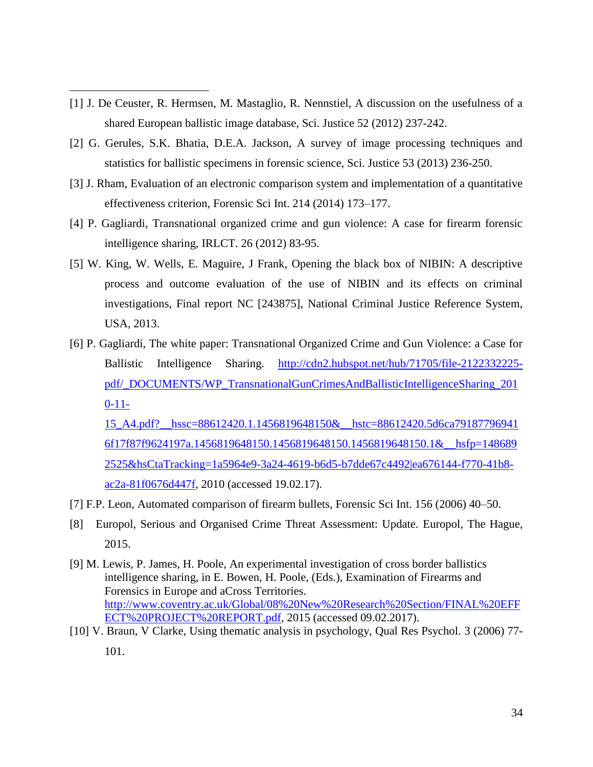[1] J. De Ceuster, R. Hermsen, M. Mastaglio, R. Nennstiel, A discussion on the usefulness of a shared European ballistic image database, Sci. Justice 52 (2012) 237-242.

[2] G. Gerules, S.K. Bhatia, D.E.A. Jackson, A survey of image processing techniques and statistics for ballistic specimens in forensic science, Sci. Justice 53 (2013) 236-250.

[3] J. Rham, Evaluation of an electronic comparison system and implementation of a quantitative effectiveness criterion, Forensic Sci Int. 214 (2014) 173–177.

[4] P. Gagliardi, Transnational organized crime and gun violence: A case for firearm forensic intelligence sharing, IRLCT. 26 (2012) 83-95.

[5] W. King, W. Wells, E. Maguire, J Frank, Opening the black box of NIBIN: A descriptive process and outcome evaluation of the use of NIBIN and its effects on criminal investigations, Final report NC [243875], National Criminal Justice Reference System, USA, 2013.

[6] P. Gagliardi, The white paper: Transnational Organized Crime and Gun Violence: a Case for Ballistic Intelligence Sharing. http://cdn2.hubspot.net/hub/71705/file-2122332225-pdf/_DOCUMENTS/WP_TransnationalGunCrimesAndBallisticIntelligenceSharing_2010-11-15_A4.pdf?__hssc=88612420.1.1456819648150&__hstc=88612420.5d6ca791877969416f17f87f9624197a.1456819648150.1456819648150.1456819648150.1&__hsfp=1486892525&hsCtaTracking=1a5964e9-3a24-4619-b6d5-b7dde67c4492|ea676144-f770-41b8-ac2a-81f0676d447f, 2010 (accessed 19.02.17).

[7] F.P. Leon, Automated comparison of firearm bullets, Forensic Sci Int. 156 (2006) 40–50.

[8] Europol, Serious and Organised Crime Threat Assessment: Update. Europol, The Hague, 2015.

[9] M. Lewis, P. James, H. Poole, An experimental investigation of cross border ballistics intelligence sharing, in E. Bowen, H. Poole, (Eds.), Examination of Firearms and Forensics in Europe and aCross Territories. http://www.coventry.ac.uk/Global/08%20New%20Research%20Section/FINAL%20EFFECT%20PROJECT%20REPORT.pdf, 2015 (accessed 09.02.2017).

[10] V. Braun, V Clarke, Using thematic analysis in psychology, Qual Res Psychol. 3 (2006) 77-101.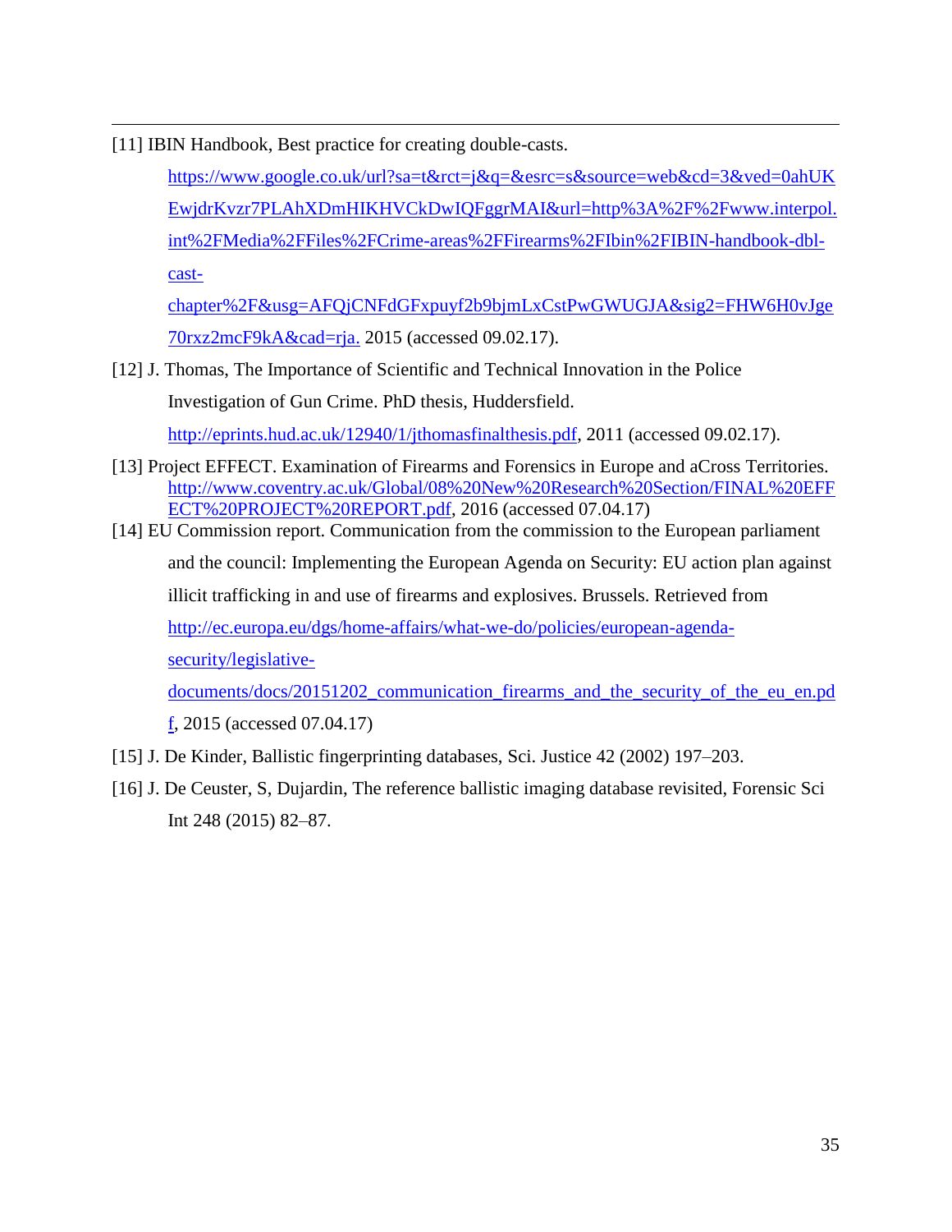[11] IBIN Handbook, Best practice for creating double-casts. https://www.google.co.uk/url?sa=t&rct=j&q=&esrc=s&source=web&cd=3&ved=0ahUKEwjdrKvzr7PLAhXDmHIKHVCkDwIQFggrMAI&url=http%3A%2F%2Fwww.interpol.int%2FMedia%2FFiles%2FCrime-areas%2FFirearms%2FIbin%2FIBIN-handbook-dbl-cast-chapter%2F&usg=AFQjCNFdGFxpuyf2b9bjmLxCstPwGWUGJA&sig2=FHW6H0vJge70rxz2mcF9kA&cad=rja. 2015 (accessed 09.02.17).

[12] J. Thomas, The Importance of Scientific and Technical Innovation in the Police Investigation of Gun Crime. PhD thesis, Huddersfield. http://eprints.hud.ac.uk/12940/1/jthomasfinalthesis.pdf, 2011 (accessed 09.02.17).

[13] Project EFFECT. Examination of Firearms and Forensics in Europe and aCross Territories. http://www.coventry.ac.uk/Global/08%20New%20Research%20Section/FINAL%20EFFECT%20PROJECT%20REPORT.pdf, 2016 (accessed 07.04.17)

[14] EU Commission report. Communication from the commission to the European parliament and the council: Implementing the European Agenda on Security: EU action plan against illicit trafficking in and use of firearms and explosives. Brussels. Retrieved from http://ec.europa.eu/dgs/home-affairs/what-we-do/policies/european-agenda-security/legislative-documents/docs/20151202_communication_firearms_and_the_security_of_the_eu_en.pdf, 2015 (accessed 07.04.17)

[15] J. De Kinder, Ballistic fingerprinting databases, Sci. Justice 42 (2002) 197–203.

[16] J. De Ceuster, S, Dujardin, The reference ballistic imaging database revisited, Forensic Sci Int 248 (2015) 82–87.